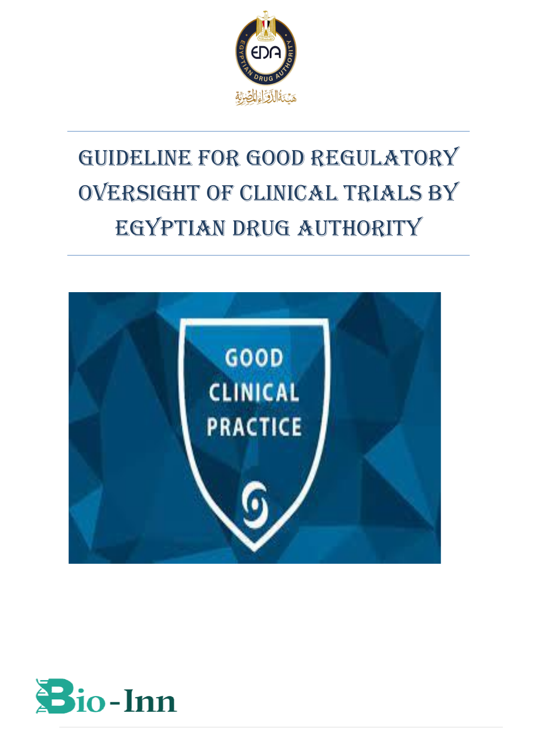# GUIDELINE FOR GOOD REGULATORY OVERSIGHT OF CLINICAL TRIALS BY EGYPTIAN DRUG AUTHORITY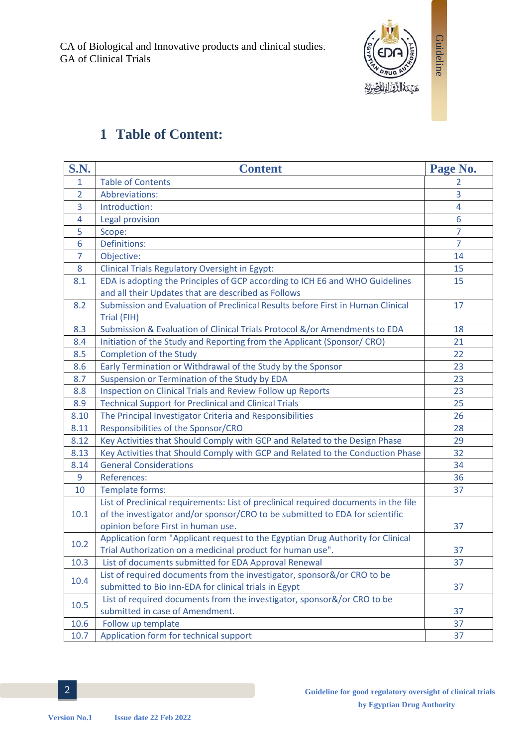# 1 Table of Content:

| S.N. | Content | Page No. |
|---|---|---|
| 1 | Table of Contents | 2 |
| 2 | Abbreviations: | 3 |
| 3 | Introduction: | 4 |
| 4 | Legal provision | 6 |
| 5 | Scope: | 7 |
| 6 | Definitions: | 7 |
| 7 | Objective: | 14 |
| 8 | Clinical Trials Regulatory Oversight in Egypt: | 15 |
| 8.1 | EDA is adopting the Principles of GCP according to ICH E6 and WHO Guidelines and all their Updates that are described as Follows | 15 |
| 8.2 | Submission and Evaluation of Preclinical Results before First in Human Clinical Trial (FIH) | 17 |
| 8.3 | Submission & Evaluation of Clinical Trials Protocol &/or Amendments to EDA | 18 |
| 8.4 | Initiation of the Study and Reporting from the Applicant (Sponsor/ CRO) | 21 |
| 8.5 | Completion of the Study | 22 |
| 8.6 | Early Termination or Withdrawal of the Study by the Sponsor | 23 |
| 8.7 | Suspension or Termination of the Study by EDA | 23 |
| 8.8 | Inspection on Clinical Trials and Review Follow up Reports | 23 |
| 8.9 | Technical Support for Preclinical and Clinical Trials | 25 |
| 8.10 | The Principal Investigator Criteria and Responsibilities | 26 |
| 8.11 | Responsibilities of the Sponsor/CRO | 28 |
| 8.12 | Key Activities that Should Comply with GCP and Related to the Design Phase | 29 |
| 8.13 | Key Activities that Should Comply with GCP and Related to the Conduction Phase | 32 |
| 8.14 | General Considerations | 34 |
| 9 | References: | 36 |
| 10 | Template forms: | 37 |
| 10.1 | List of Preclinical requirements: List of preclinical required documents in the file of the investigator and/or sponsor/CRO to be submitted to EDA for scientific opinion before First in human use. | 37 |
| 10.2 | Application form "Applicant request to the Egyptian Drug Authority for Clinical Trial Authorization on a medicinal product for human use". | 37 |
| 10.3 | List of documents submitted for EDA Approval Renewal | 37 |
| 10.4 | List of required documents from the investigator, sponsor&/or CRO to be submitted to Bio Inn-EDA for clinical trials in Egypt | 37 |
| 10.5 | List of required documents from the investigator, sponsor&/or CRO to be submitted in case of Amendment. | 37 |
| 10.6 | Follow up template | 37 |
| 10.7 | Application form for technical support | 37 |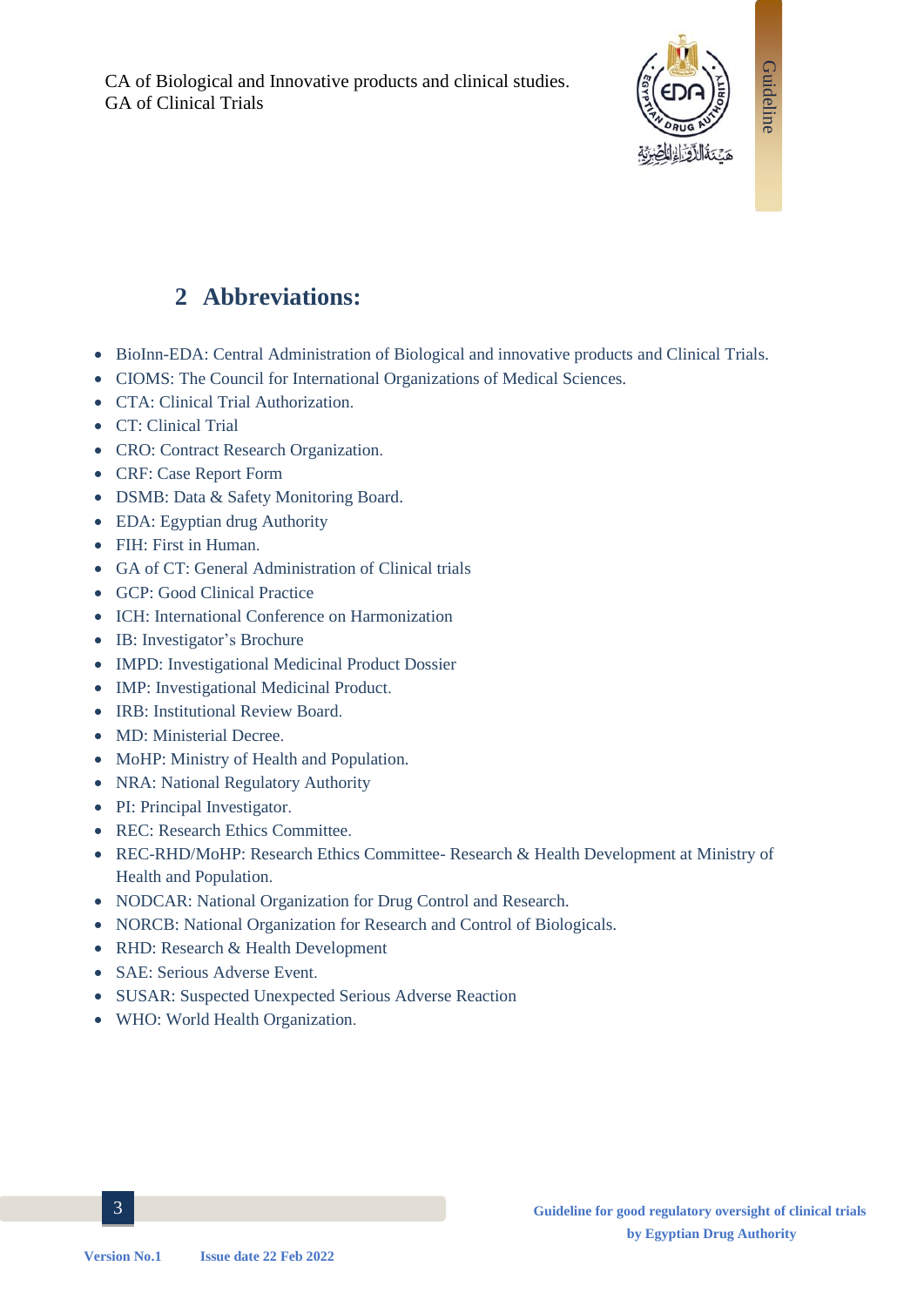# 2 Abbreviations:

- BioInn-EDA: Central Administration of Biological and innovative products and Clinical Trials.
- CIOMS: The Council for International Organizations of Medical Sciences.
- CTA: Clinical Trial Authorization.
- CT: Clinical Trial
- CRO: Contract Research Organization.
- CRF: Case Report Form
- DSMB: Data & Safety Monitoring Board.
- EDA: Egyptian drug Authority
- FIH: First in Human.
- GA of CT: General Administration of Clinical trials
- GCP: Good Clinical Practice
- ICH: International Conference on Harmonization
- IB: Investigator's Brochure
- IMPD: Investigational Medicinal Product Dossier
- IMP: Investigational Medicinal Product.
- IRB: Institutional Review Board.
- MD: Ministerial Decree.
- MoHP: Ministry of Health and Population.
- NRA: National Regulatory Authority
- PI: Principal Investigator.
- REC: Research Ethics Committee.
- REC-RHD/MoHP: Research Ethics Committee- Research & Health Development at Ministry of Health and Population.
- NODCAR: National Organization for Drug Control and Research.
- NORCB: National Organization for Research and Control of Biologicals.
- RHD: Research & Health Development
- SAE: Serious Adverse Event.
- SUSAR: Suspected Unexpected Serious Adverse Reaction
- WHO: World Health Organization.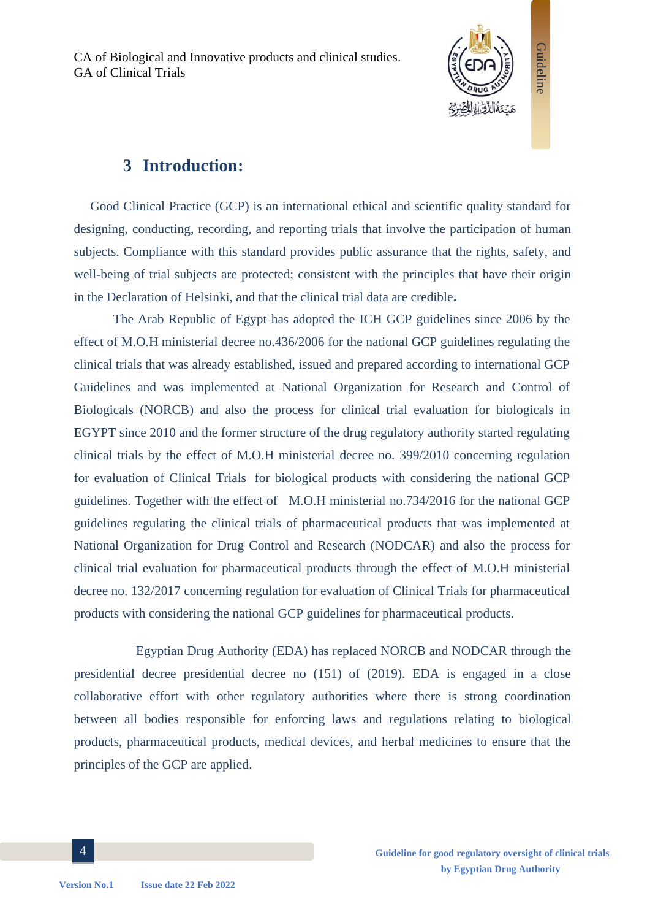# 3 Introduction:

Good Clinical Practice (GCP) is an international ethical and scientific quality standard for designing, conducting, recording, and reporting trials that involve the participation of human subjects. Compliance with this standard provides public assurance that the rights, safety, and well-being of trial subjects are protected; consistent with the principles that have their origin in the Declaration of Helsinki, and that the clinical trial data are credible**.**

The Arab Republic of Egypt has adopted the ICH GCP guidelines since 2006 by the effect of M.O.H ministerial decree no.436/2006 for the national GCP guidelines regulating the clinical trials that was already established, issued and prepared according to international GCP Guidelines and was implemented at National Organization for Research and Control of Biologicals (NORCB) and also the process for clinical trial evaluation for biologicals in EGYPT since 2010 and the former structure of the drug regulatory authority started regulating clinical trials by the effect of M.O.H ministerial decree no. 399/2010 concerning regulation for evaluation of Clinical Trials for biological products with considering the national GCP guidelines. Together with the effect of M.O.H ministerial no.734/2016 for the national GCP guidelines regulating the clinical trials of pharmaceutical products that was implemented at National Organization for Drug Control and Research (NODCAR) and also the process for clinical trial evaluation for pharmaceutical products through the effect of M.O.H ministerial decree no. 132/2017 concerning regulation for evaluation of Clinical Trials for pharmaceutical products with considering the national GCP guidelines for pharmaceutical products.

Egyptian Drug Authority (EDA) has replaced NORCB and NODCAR through the presidential decree presidential decree no (151) of (2019). EDA is engaged in a close collaborative effort with other regulatory authorities where there is strong coordination between all bodies responsible for enforcing laws and regulations relating to biological products, pharmaceutical products, medical devices, and herbal medicines to ensure that the principles of the GCP are applied.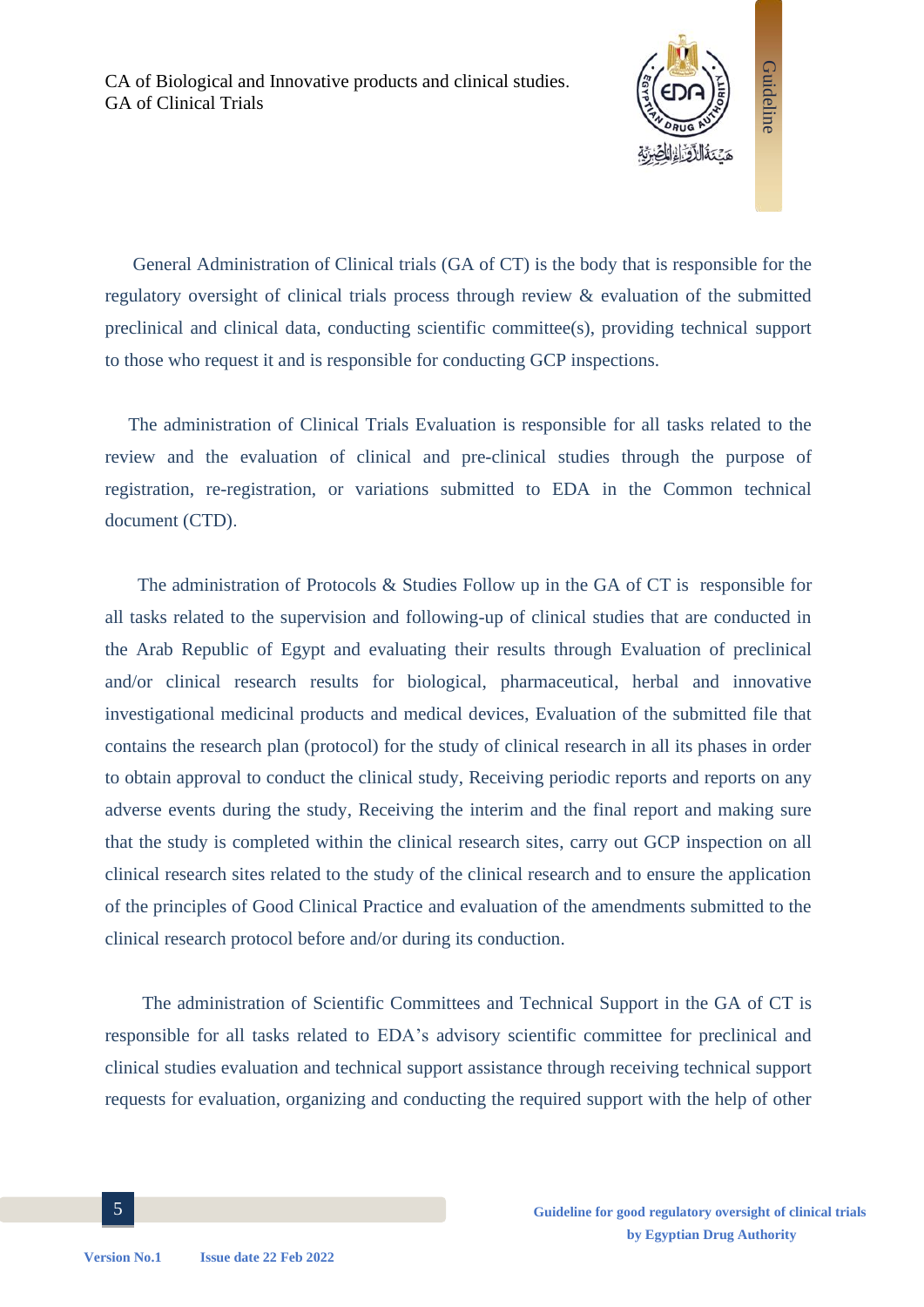General Administration of Clinical trials (GA of CT) is the body that is responsible for the regulatory oversight of clinical trials process through review & evaluation of the submitted preclinical and clinical data, conducting scientific committee(s), providing technical support to those who request it and is responsible for conducting GCP inspections.

The administration of Clinical Trials Evaluation is responsible for all tasks related to the review and the evaluation of clinical and pre-clinical studies through the purpose of registration, re-registration, or variations submitted to EDA in the Common technical document (CTD).

The administration of Protocols & Studies Follow up in the GA of CT is responsible for all tasks related to the supervision and following-up of clinical studies that are conducted in the Arab Republic of Egypt and evaluating their results through Evaluation of preclinical and/or clinical research results for biological, pharmaceutical, herbal and innovative investigational medicinal products and medical devices, Evaluation of the submitted file that contains the research plan (protocol) for the study of clinical research in all its phases in order to obtain approval to conduct the clinical study, Receiving periodic reports and reports on any adverse events during the study, Receiving the interim and the final report and making sure that the study is completed within the clinical research sites, carry out GCP inspection on all clinical research sites related to the study of the clinical research and to ensure the application of the principles of Good Clinical Practice and evaluation of the amendments submitted to the clinical research protocol before and/or during its conduction.

The administration of Scientific Committees and Technical Support in the GA of CT is responsible for all tasks related to EDA's advisory scientific committee for preclinical and clinical studies evaluation and technical support assistance through receiving technical support requests for evaluation, organizing and conducting the required support with the help of other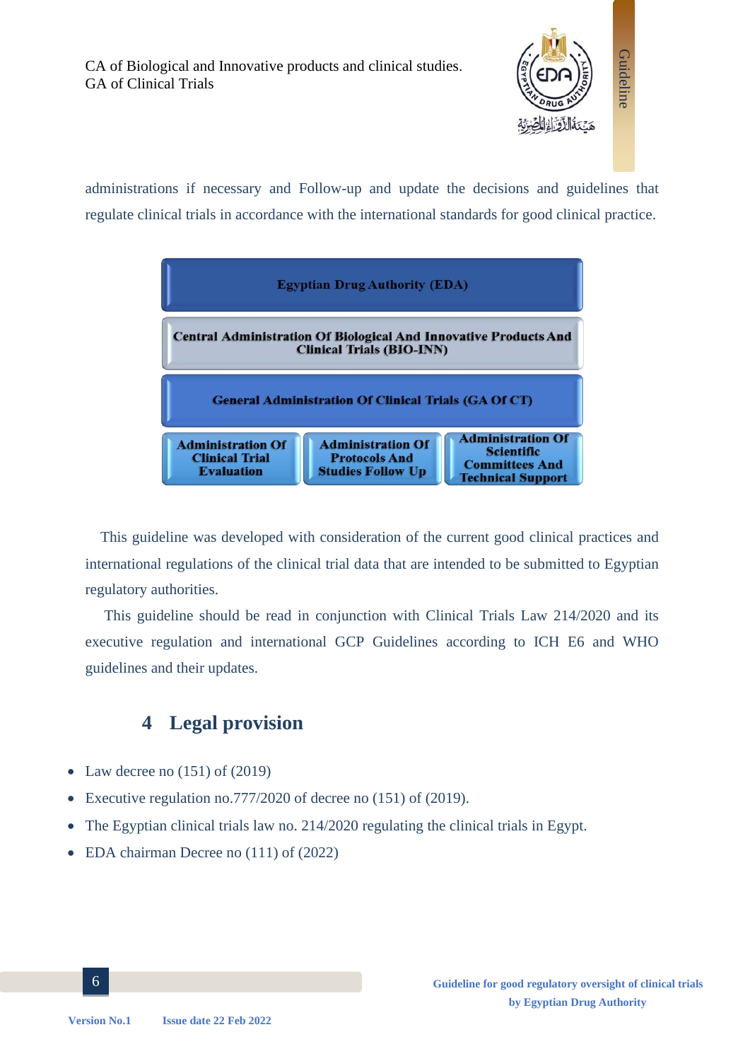administrations if necessary and Follow-up and update the decisions and guidelines that regulate clinical trials in accordance with the international standards for good clinical practice.

**Egyptian Drug Authority (EDA)**

**Central Administration Of Biological And Innovative Products And Clinical Trials (BIO-INN)**

**General Administration Of Clinical Trials (GA Of CT)**

| Administration Of Clinical Trial Evaluation | Administration Of Protocols And Studies Follow Up | Administration Of Scientific Committees And Technical Support |
|---|---|---|

This guideline was developed with consideration of the current good clinical practices and international regulations of the clinical trial data that are intended to be submitted to Egyptian regulatory authorities.

This guideline should be read in conjunction with Clinical Trials Law 214/2020 and its executive regulation and international GCP Guidelines according to ICH E6 and WHO guidelines and their updates.

## 4 Legal provision

- Law decree no (151) of (2019)
- Executive regulation no.777/2020 of decree no (151) of (2019).
- The Egyptian clinical trials law no. 214/2020 regulating the clinical trials in Egypt.
- EDA chairman Decree no (111) of (2022)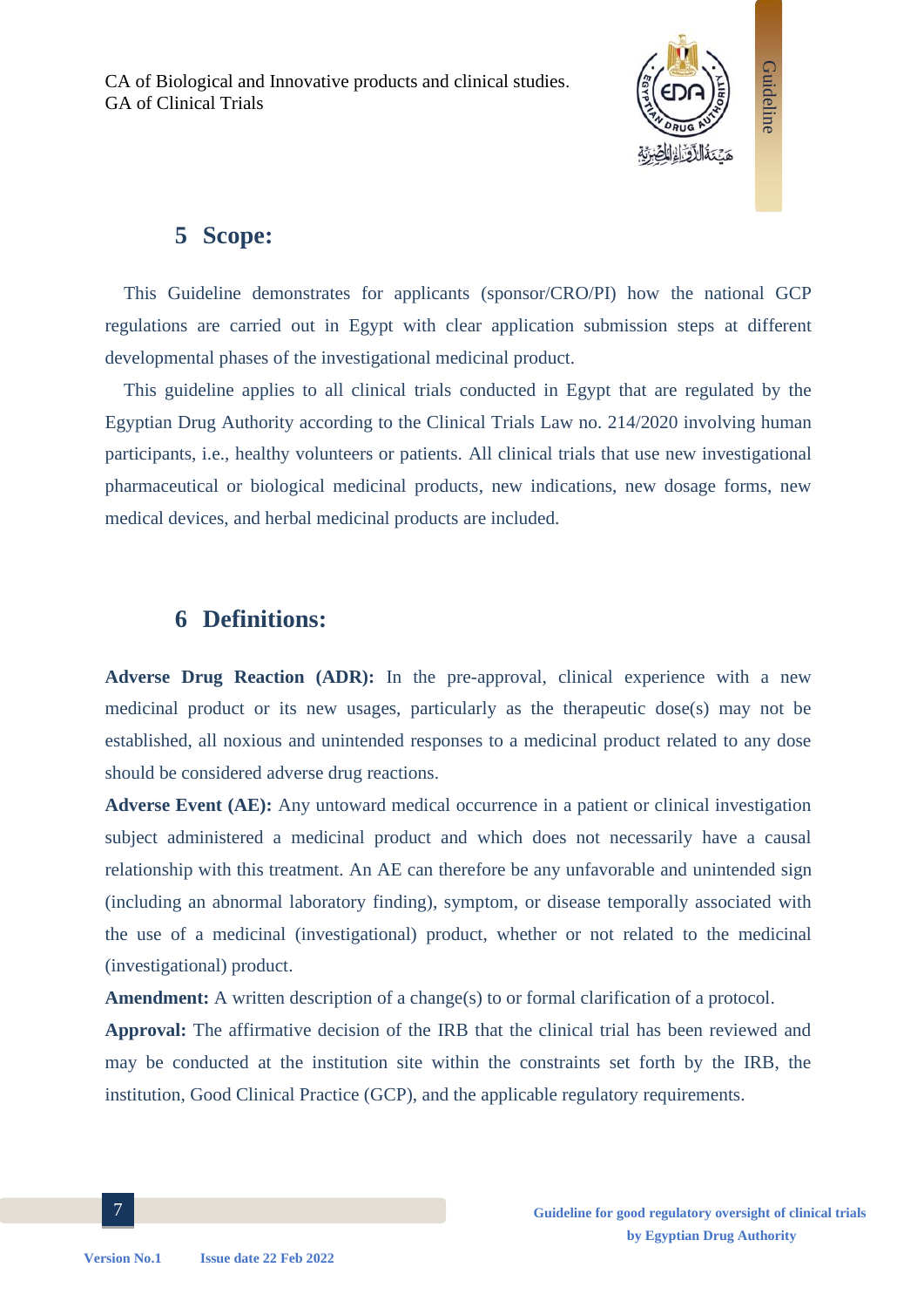## 5 Scope:

This Guideline demonstrates for applicants (sponsor/CRO/PI) how the national GCP regulations are carried out in Egypt with clear application submission steps at different developmental phases of the investigational medicinal product.

This guideline applies to all clinical trials conducted in Egypt that are regulated by the Egyptian Drug Authority according to the Clinical Trials Law no. 214/2020 involving human participants, i.e., healthy volunteers or patients. All clinical trials that use new investigational pharmaceutical or biological medicinal products, new indications, new dosage forms, new medical devices, and herbal medicinal products are included.

## 6 Definitions:

**Adverse Drug Reaction (ADR):** In the pre-approval, clinical experience with a new medicinal product or its new usages, particularly as the therapeutic dose(s) may not be established, all noxious and unintended responses to a medicinal product related to any dose should be considered adverse drug reactions.

**Adverse Event (AE):** Any untoward medical occurrence in a patient or clinical investigation subject administered a medicinal product and which does not necessarily have a causal relationship with this treatment. An AE can therefore be any unfavorable and unintended sign (including an abnormal laboratory finding), symptom, or disease temporally associated with the use of a medicinal (investigational) product, whether or not related to the medicinal (investigational) product.

**Amendment:** A written description of a change(s) to or formal clarification of a protocol.

**Approval:** The affirmative decision of the IRB that the clinical trial has been reviewed and may be conducted at the institution site within the constraints set forth by the IRB, the institution, Good Clinical Practice (GCP), and the applicable regulatory requirements.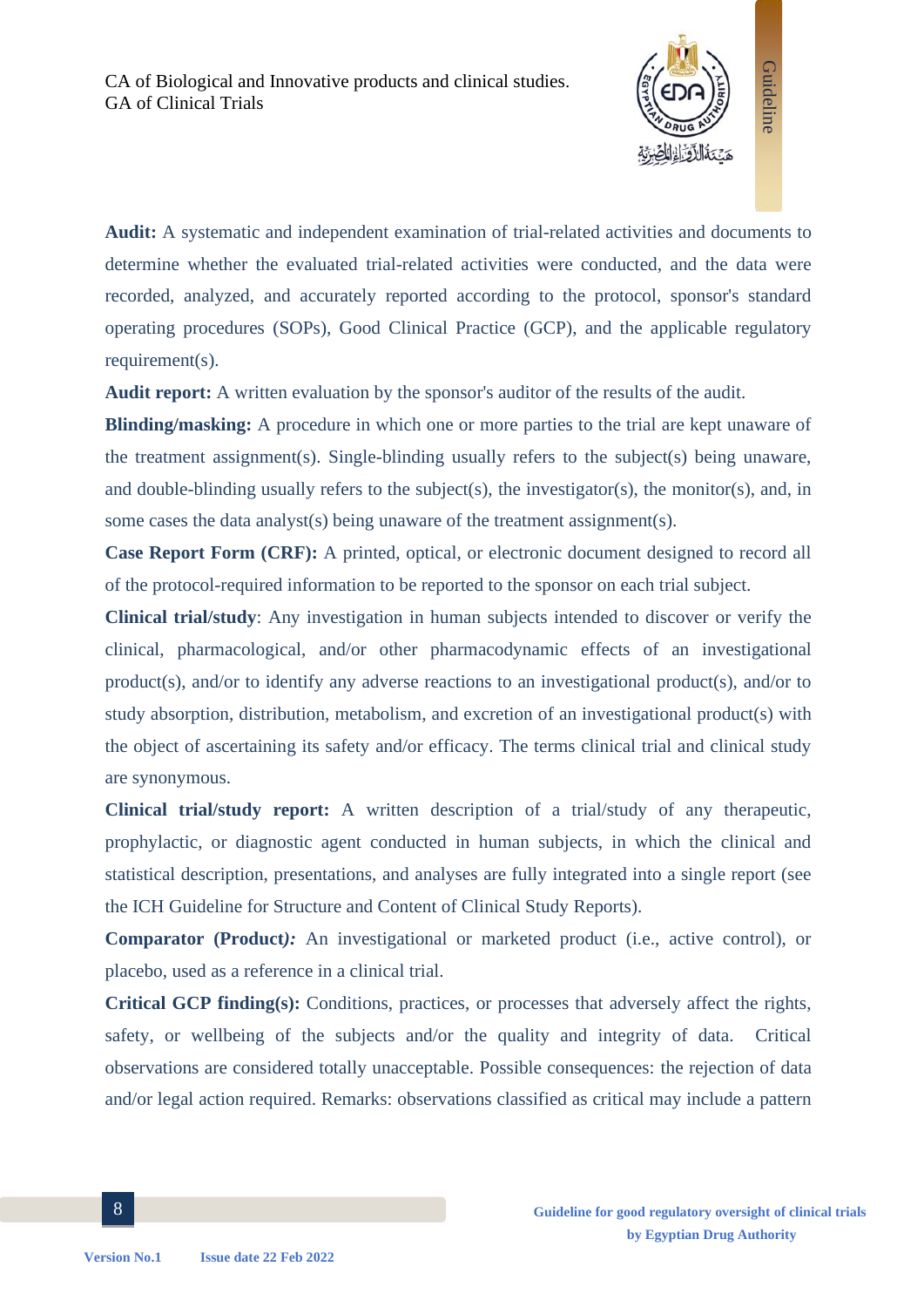**Audit:** A systematic and independent examination of trial-related activities and documents to determine whether the evaluated trial-related activities were conducted, and the data were recorded, analyzed, and accurately reported according to the protocol, sponsor's standard operating procedures (SOPs), Good Clinical Practice (GCP), and the applicable regulatory requirement(s).

**Audit report:** A written evaluation by the sponsor's auditor of the results of the audit.

**Blinding/masking:** A procedure in which one or more parties to the trial are kept unaware of the treatment assignment(s). Single-blinding usually refers to the subject(s) being unaware, and double-blinding usually refers to the subject(s), the investigator(s), the monitor(s), and, in some cases the data analyst(s) being unaware of the treatment assignment(s).

**Case Report Form (CRF):** A printed, optical, or electronic document designed to record all of the protocol-required information to be reported to the sponsor on each trial subject.

**Clinical trial/study**: Any investigation in human subjects intended to discover or verify the clinical, pharmacological, and/or other pharmacodynamic effects of an investigational product(s), and/or to identify any adverse reactions to an investigational product(s), and/or to study absorption, distribution, metabolism, and excretion of an investigational product(s) with the object of ascertaining its safety and/or efficacy. The terms clinical trial and clinical study are synonymous.

**Clinical trial/study report:** A written description of a trial/study of any therapeutic, prophylactic, or diagnostic agent conducted in human subjects, in which the clinical and statistical description, presentations, and analyses are fully integrated into a single report (see the ICH Guideline for Structure and Content of Clinical Study Reports).

**Comparator (Product*):*** An investigational or marketed product (i.e., active control), or placebo, used as a reference in a clinical trial.

**Critical GCP finding(s):** Conditions, practices, or processes that adversely affect the rights, safety, or wellbeing of the subjects and/or the quality and integrity of data. Critical observations are considered totally unacceptable. Possible consequences: the rejection of data and/or legal action required. Remarks: observations classified as critical may include a pattern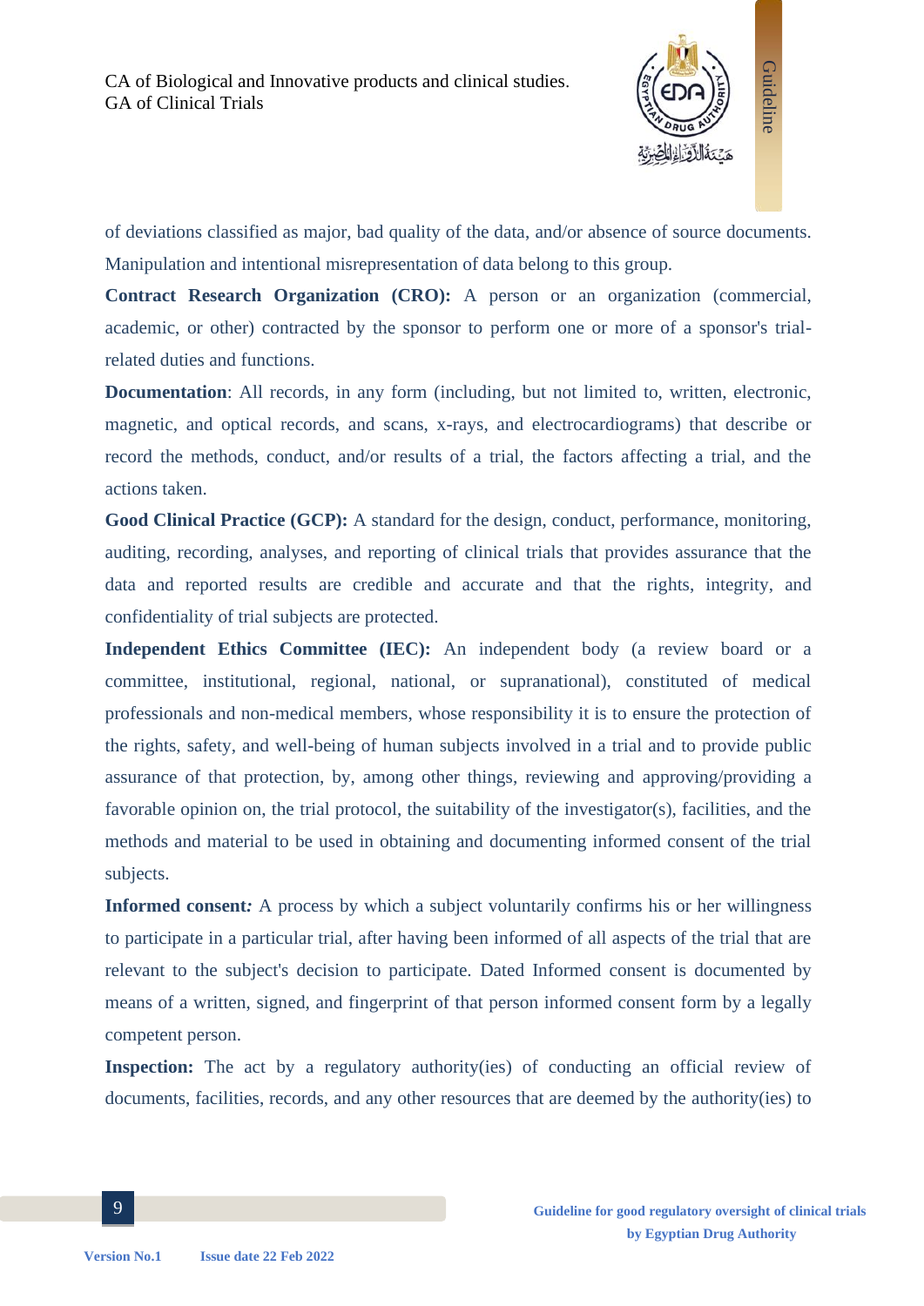of deviations classified as major, bad quality of the data, and/or absence of source documents. Manipulation and intentional misrepresentation of data belong to this group.

**Contract Research Organization (CRO):** A person or an organization (commercial, academic, or other) contracted by the sponsor to perform one or more of a sponsor's trial-related duties and functions.

**Documentation**: All records, in any form (including, but not limited to, written, electronic, magnetic, and optical records, and scans, x-rays, and electrocardiograms) that describe or record the methods, conduct, and/or results of a trial, the factors affecting a trial, and the actions taken.

**Good Clinical Practice (GCP):** A standard for the design, conduct, performance, monitoring, auditing, recording, analyses, and reporting of clinical trials that provides assurance that the data and reported results are credible and accurate and that the rights, integrity, and confidentiality of trial subjects are protected.

**Independent Ethics Committee (IEC):** An independent body (a review board or a committee, institutional, regional, national, or supranational), constituted of medical professionals and non-medical members, whose responsibility it is to ensure the protection of the rights, safety, and well-being of human subjects involved in a trial and to provide public assurance of that protection, by, among other things, reviewing and approving/providing a favorable opinion on, the trial protocol, the suitability of the investigator(s), facilities, and the methods and material to be used in obtaining and documenting informed consent of the trial subjects.

**Informed consent*:*** A process by which a subject voluntarily confirms his or her willingness to participate in a particular trial, after having been informed of all aspects of the trial that are relevant to the subject's decision to participate. Dated Informed consent is documented by means of a written, signed, and fingerprint of that person informed consent form by a legally competent person.

**Inspection:** The act by a regulatory authority(ies) of conducting an official review of documents, facilities, records, and any other resources that are deemed by the authority(ies) to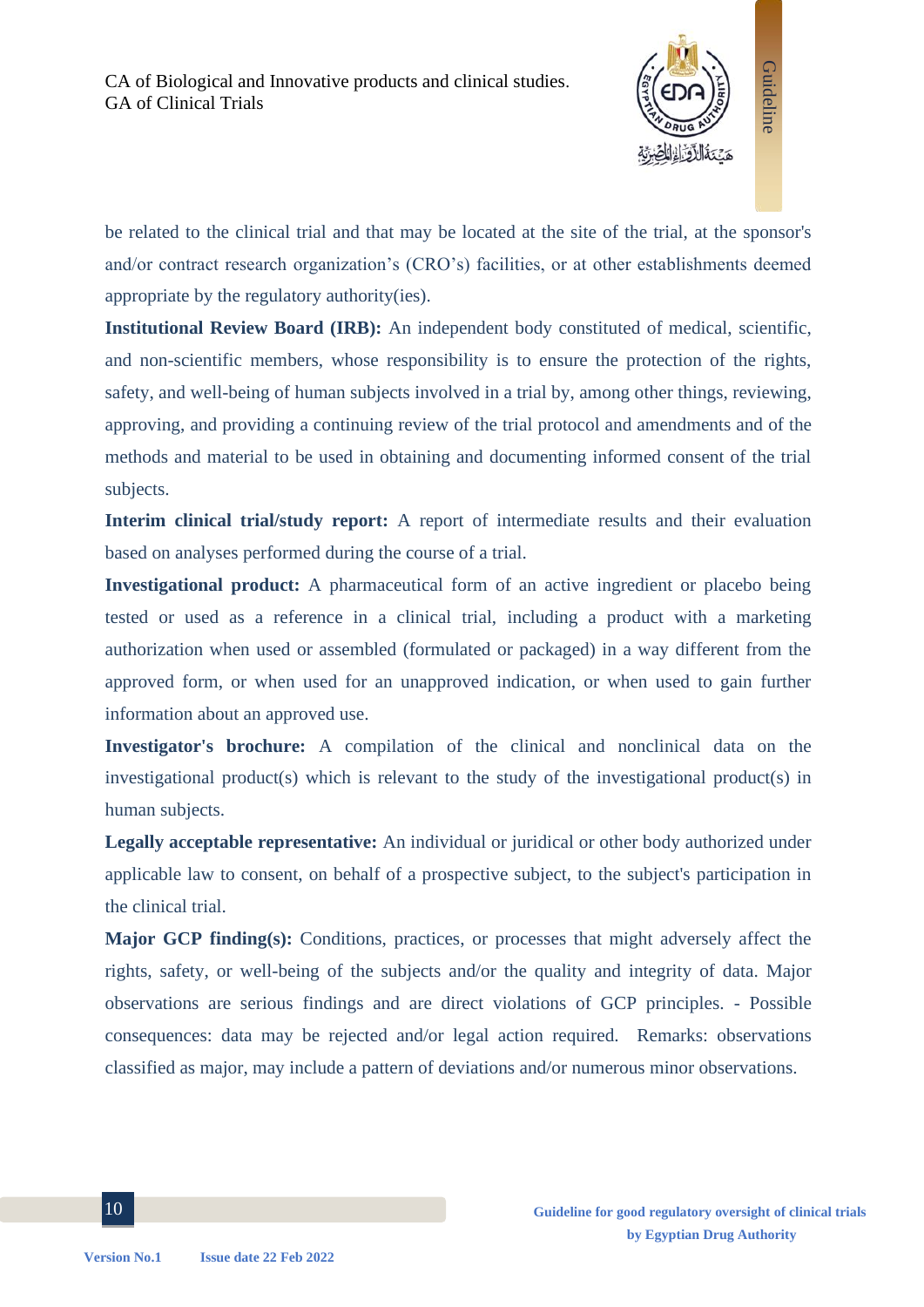be related to the clinical trial and that may be located at the site of the trial, at the sponsor's and/or contract research organization's (CRO's) facilities, or at other establishments deemed appropriate by the regulatory authority(ies).

**Institutional Review Board (IRB):** An independent body constituted of medical, scientific, and non-scientific members, whose responsibility is to ensure the protection of the rights, safety, and well-being of human subjects involved in a trial by, among other things, reviewing, approving, and providing a continuing review of the trial protocol and amendments and of the methods and material to be used in obtaining and documenting informed consent of the trial subjects.

**Interim clinical trial/study report:** A report of intermediate results and their evaluation based on analyses performed during the course of a trial.

**Investigational product:** A pharmaceutical form of an active ingredient or placebo being tested or used as a reference in a clinical trial, including a product with a marketing authorization when used or assembled (formulated or packaged) in a way different from the approved form, or when used for an unapproved indication, or when used to gain further information about an approved use.

**Investigator's brochure:** A compilation of the clinical and nonclinical data on the investigational product(s) which is relevant to the study of the investigational product(s) in human subjects.

**Legally acceptable representative:** An individual or juridical or other body authorized under applicable law to consent, on behalf of a prospective subject, to the subject's participation in the clinical trial.

**Major GCP finding(s):** Conditions, practices, or processes that might adversely affect the rights, safety, or well-being of the subjects and/or the quality and integrity of data. Major observations are serious findings and are direct violations of GCP principles. - Possible consequences: data may be rejected and/or legal action required. Remarks: observations classified as major, may include a pattern of deviations and/or numerous minor observations.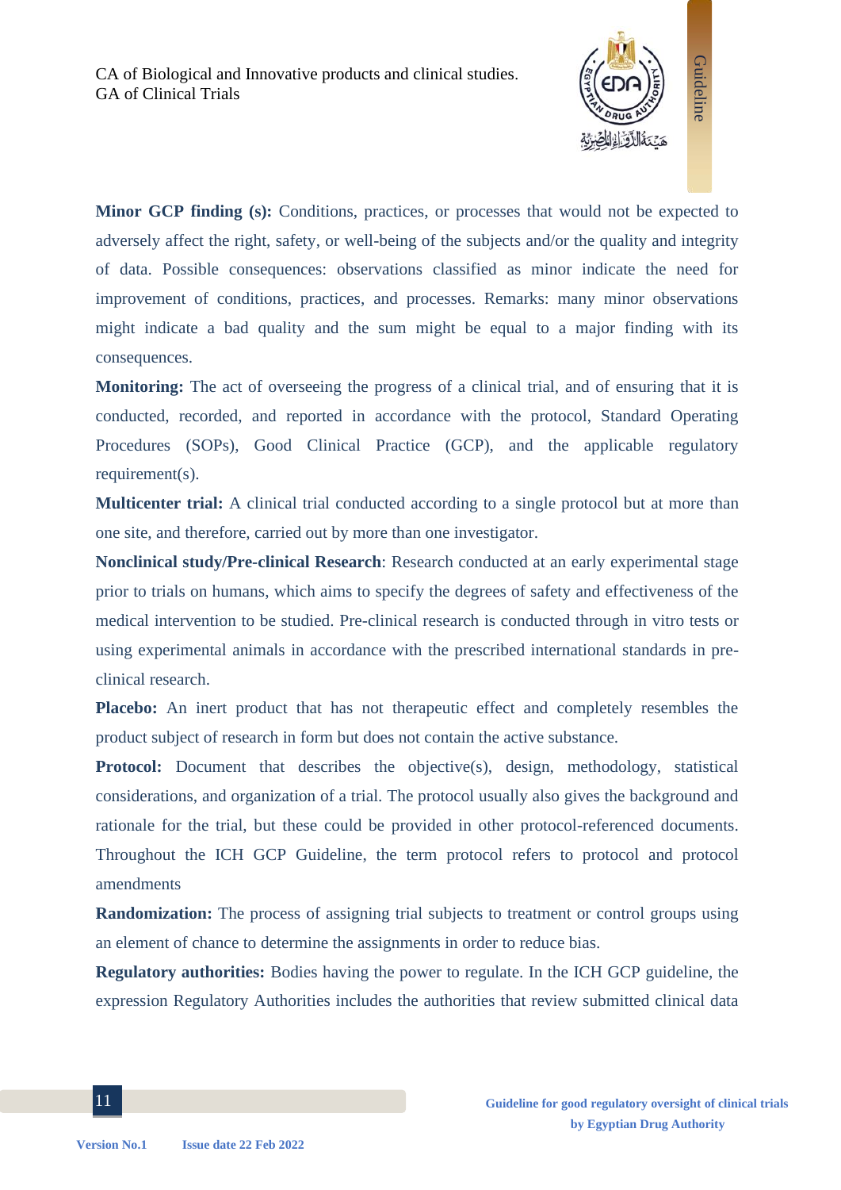**Minor GCP finding (s):** Conditions, practices, or processes that would not be expected to adversely affect the right, safety, or well-being of the subjects and/or the quality and integrity of data. Possible consequences: observations classified as minor indicate the need for improvement of conditions, practices, and processes. Remarks: many minor observations might indicate a bad quality and the sum might be equal to a major finding with its consequences.

**Monitoring:** The act of overseeing the progress of a clinical trial, and of ensuring that it is conducted, recorded, and reported in accordance with the protocol, Standard Operating Procedures (SOPs), Good Clinical Practice (GCP), and the applicable regulatory requirement(s).

**Multicenter trial:** A clinical trial conducted according to a single protocol but at more than one site, and therefore, carried out by more than one investigator.

**Nonclinical study/Pre-clinical Research**: Research conducted at an early experimental stage prior to trials on humans, which aims to specify the degrees of safety and effectiveness of the medical intervention to be studied. Pre-clinical research is conducted through in vitro tests or using experimental animals in accordance with the prescribed international standards in pre-clinical research.

**Placebo:** An inert product that has not therapeutic effect and completely resembles the product subject of research in form but does not contain the active substance.

**Protocol:** Document that describes the objective(s), design, methodology, statistical considerations, and organization of a trial. The protocol usually also gives the background and rationale for the trial, but these could be provided in other protocol-referenced documents. Throughout the ICH GCP Guideline, the term protocol refers to protocol and protocol amendments

**Randomization:** The process of assigning trial subjects to treatment or control groups using an element of chance to determine the assignments in order to reduce bias.

**Regulatory authorities:** Bodies having the power to regulate. In the ICH GCP guideline, the expression Regulatory Authorities includes the authorities that review submitted clinical data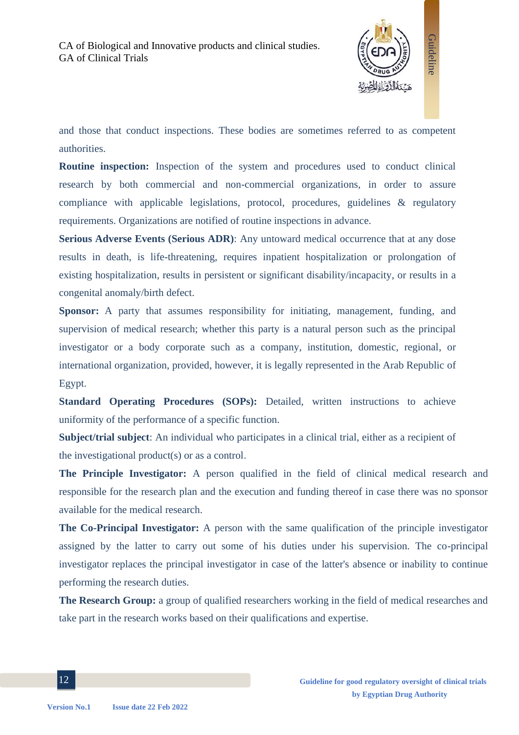and those that conduct inspections. These bodies are sometimes referred to as competent authorities.

**Routine inspection:** Inspection of the system and procedures used to conduct clinical research by both commercial and non-commercial organizations, in order to assure compliance with applicable legislations, protocol, procedures, guidelines & regulatory requirements. Organizations are notified of routine inspections in advance.

**Serious Adverse Events (Serious ADR)**: Any untoward medical occurrence that at any dose results in death, is life-threatening, requires inpatient hospitalization or prolongation of existing hospitalization, results in persistent or significant disability/incapacity, or results in a congenital anomaly/birth defect.

**Sponsor:** A party that assumes responsibility for initiating, management, funding, and supervision of medical research; whether this party is a natural person such as the principal investigator or a body corporate such as a company, institution, domestic, regional, or international organization, provided, however, it is legally represented in the Arab Republic of Egypt.

**Standard Operating Procedures (SOPs):** Detailed, written instructions to achieve uniformity of the performance of a specific function.

**Subject/trial subject**: An individual who participates in a clinical trial, either as a recipient of the investigational product(s) or as a control.

**The Principle Investigator:** A person qualified in the field of clinical medical research and responsible for the research plan and the execution and funding thereof in case there was no sponsor available for the medical research.

**The Co-Principal Investigator:** A person with the same qualification of the principle investigator assigned by the latter to carry out some of his duties under his supervision. The co-principal investigator replaces the principal investigator in case of the latter's absence or inability to continue performing the research duties.

**The Research Group:** a group of qualified researchers working in the field of medical researches and take part in the research works based on their qualifications and expertise.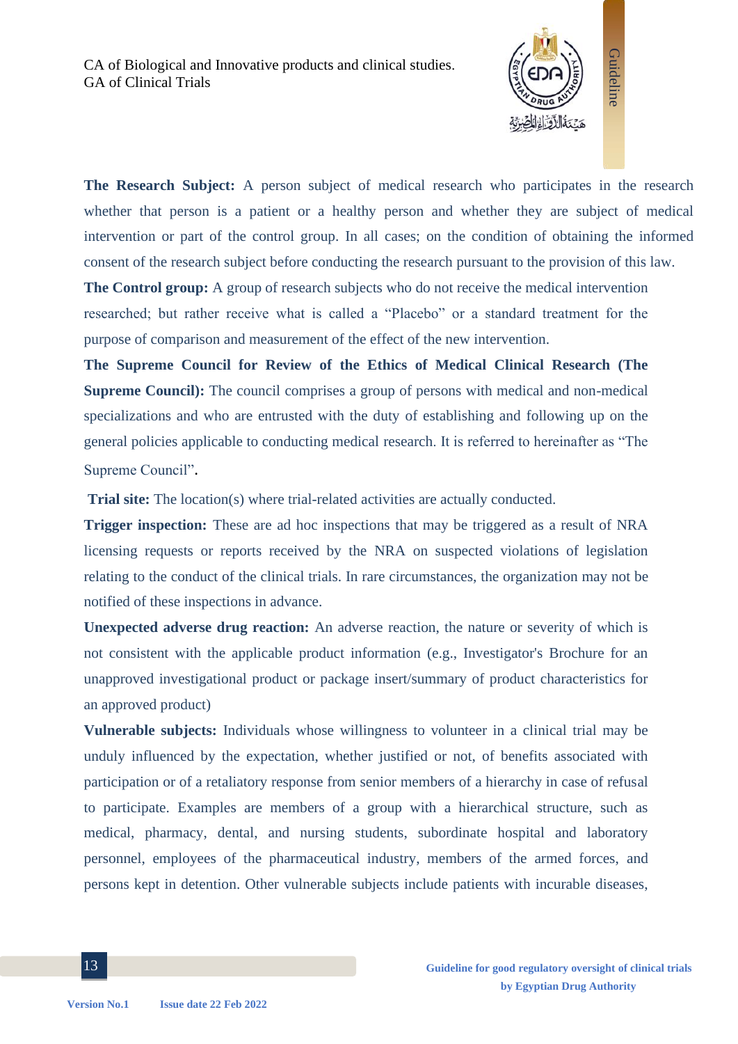**The Research Subject:** A person subject of medical research who participates in the research whether that person is a patient or a healthy person and whether they are subject of medical intervention or part of the control group. In all cases; on the condition of obtaining the informed consent of the research subject before conducting the research pursuant to the provision of this law.

**The Control group:** A group of research subjects who do not receive the medical intervention researched; but rather receive what is called a "Placebo" or a standard treatment for the purpose of comparison and measurement of the effect of the new intervention.

**The Supreme Council for Review of the Ethics of Medical Clinical Research (The Supreme Council):** The council comprises a group of persons with medical and non-medical specializations and who are entrusted with the duty of establishing and following up on the general policies applicable to conducting medical research. It is referred to hereinafter as "The Supreme Council"**.**

**Trial site:** The location(s) where trial-related activities are actually conducted.

**Trigger inspection:** These are ad hoc inspections that may be triggered as a result of NRA licensing requests or reports received by the NRA on suspected violations of legislation relating to the conduct of the clinical trials. In rare circumstances, the organization may not be notified of these inspections in advance.

**Unexpected adverse drug reaction:** An adverse reaction, the nature or severity of which is not consistent with the applicable product information (e.g., Investigator's Brochure for an unapproved investigational product or package insert/summary of product characteristics for an approved product)

**Vulnerable subjects:** Individuals whose willingness to volunteer in a clinical trial may be unduly influenced by the expectation, whether justified or not, of benefits associated with participation or of a retaliatory response from senior members of a hierarchy in case of refusal to participate. Examples are members of a group with a hierarchical structure, such as medical, pharmacy, dental, and nursing students, subordinate hospital and laboratory personnel, employees of the pharmaceutical industry, members of the armed forces, and persons kept in detention. Other vulnerable subjects include patients with incurable diseases,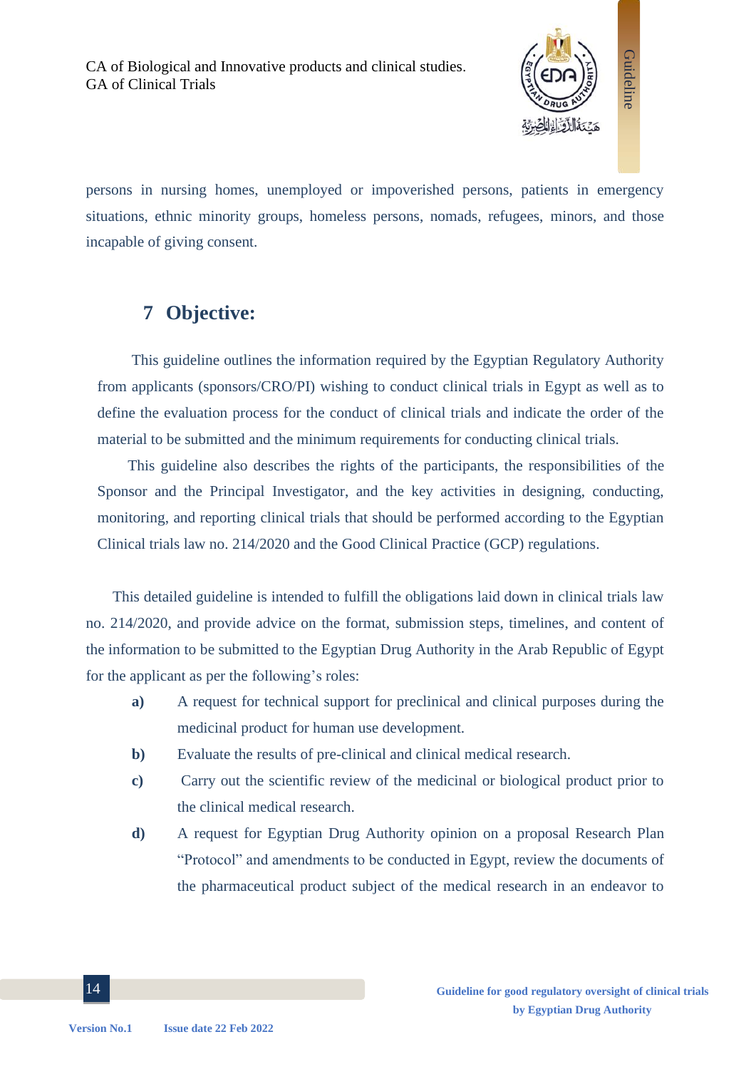persons in nursing homes, unemployed or impoverished persons, patients in emergency situations, ethnic minority groups, homeless persons, nomads, refugees, minors, and those incapable of giving consent.

## 7 Objective:

This guideline outlines the information required by the Egyptian Regulatory Authority from applicants (sponsors/CRO/PI) wishing to conduct clinical trials in Egypt as well as to define the evaluation process for the conduct of clinical trials and indicate the order of the material to be submitted and the minimum requirements for conducting clinical trials.

This guideline also describes the rights of the participants, the responsibilities of the Sponsor and the Principal Investigator, and the key activities in designing, conducting, monitoring, and reporting clinical trials that should be performed according to the Egyptian Clinical trials law no. 214/2020 and the Good Clinical Practice (GCP) regulations.

This detailed guideline is intended to fulfill the obligations laid down in clinical trials law no. 214/2020, and provide advice on the format, submission steps, timelines, and content of the information to be submitted to the Egyptian Drug Authority in the Arab Republic of Egypt for the applicant as per the following's roles:

- **a)** A request for technical support for preclinical and clinical purposes during the medicinal product for human use development.
- **b)** Evaluate the results of pre-clinical and clinical medical research.
- **c)** Carry out the scientific review of the medicinal or biological product prior to the clinical medical research.
- **d)** A request for Egyptian Drug Authority opinion on a proposal Research Plan "Protocol" and amendments to be conducted in Egypt, review the documents of the pharmaceutical product subject of the medical research in an endeavor to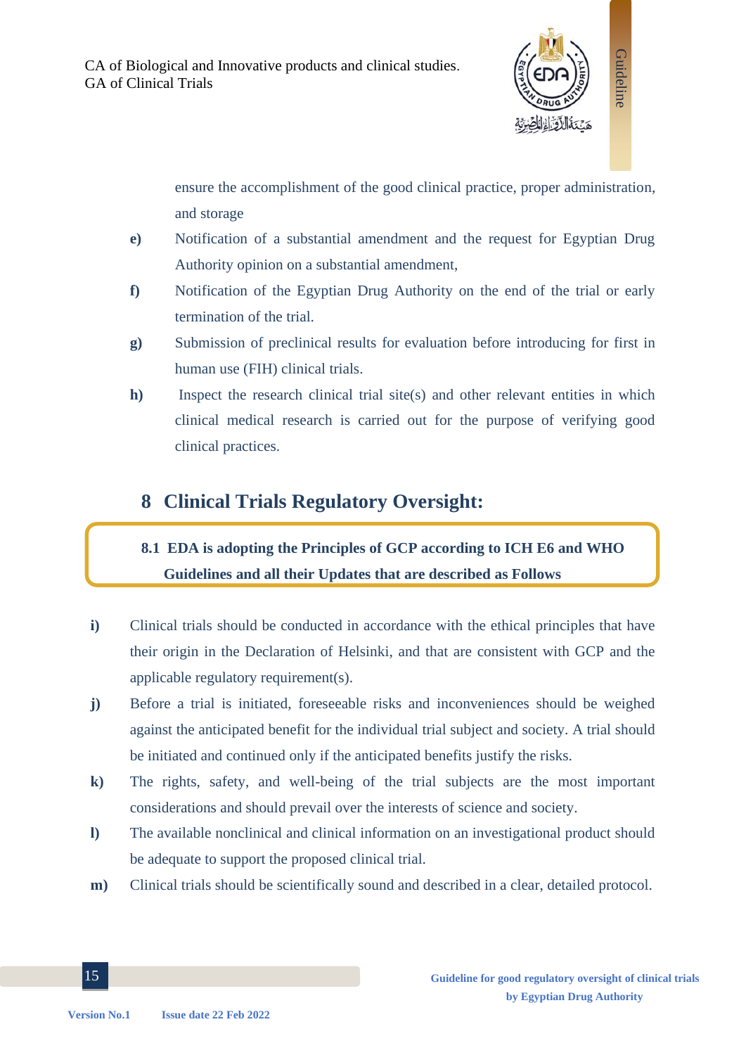ensure the accomplishment of the good clinical practice, proper administration, and storage

e) Notification of a substantial amendment and the request for Egyptian Drug Authority opinion on a substantial amendment,

f) Notification of the Egyptian Drug Authority on the end of the trial or early termination of the trial.

g) Submission of preclinical results for evaluation before introducing for first in human use (FIH) clinical trials.

h) Inspect the research clinical trial site(s) and other relevant entities in which clinical medical research is carried out for the purpose of verifying good clinical practices.

# 8 Clinical Trials Regulatory Oversight:

## 8.1 EDA is adopting the Principles of GCP according to ICH E6 and WHO Guidelines and all their Updates that are described as Follows

i) Clinical trials should be conducted in accordance with the ethical principles that have their origin in the Declaration of Helsinki, and that are consistent with GCP and the applicable regulatory requirement(s).

j) Before a trial is initiated, foreseeable risks and inconveniences should be weighed against the anticipated benefit for the individual trial subject and society. A trial should be initiated and continued only if the anticipated benefits justify the risks.

k) The rights, safety, and well-being of the trial subjects are the most important considerations and should prevail over the interests of science and society.

l) The available nonclinical and clinical information on an investigational product should be adequate to support the proposed clinical trial.

m) Clinical trials should be scientifically sound and described in a clear, detailed protocol.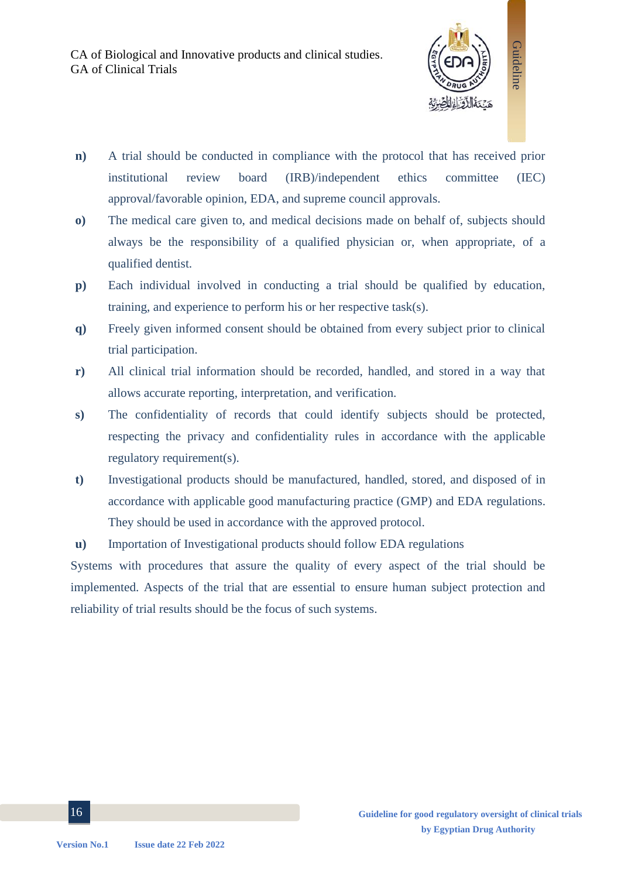**n)** A trial should be conducted in compliance with the protocol that has received prior institutional review board (IRB)/independent ethics committee (IEC) approval/favorable opinion, EDA, and supreme council approvals.

**o)** The medical care given to, and medical decisions made on behalf of, subjects should always be the responsibility of a qualified physician or, when appropriate, of a qualified dentist.

**p)** Each individual involved in conducting a trial should be qualified by education, training, and experience to perform his or her respective task(s).

**q)** Freely given informed consent should be obtained from every subject prior to clinical trial participation.

**r)** All clinical trial information should be recorded, handled, and stored in a way that allows accurate reporting, interpretation, and verification.

**s)** The confidentiality of records that could identify subjects should be protected, respecting the privacy and confidentiality rules in accordance with the applicable regulatory requirement(s).

**t)** Investigational products should be manufactured, handled, stored, and disposed of in accordance with applicable good manufacturing practice (GMP) and EDA regulations. They should be used in accordance with the approved protocol.

**u)** Importation of Investigational products should follow EDA regulations

Systems with procedures that assure the quality of every aspect of the trial should be implemented. Aspects of the trial that are essential to ensure human subject protection and reliability of trial results should be the focus of such systems.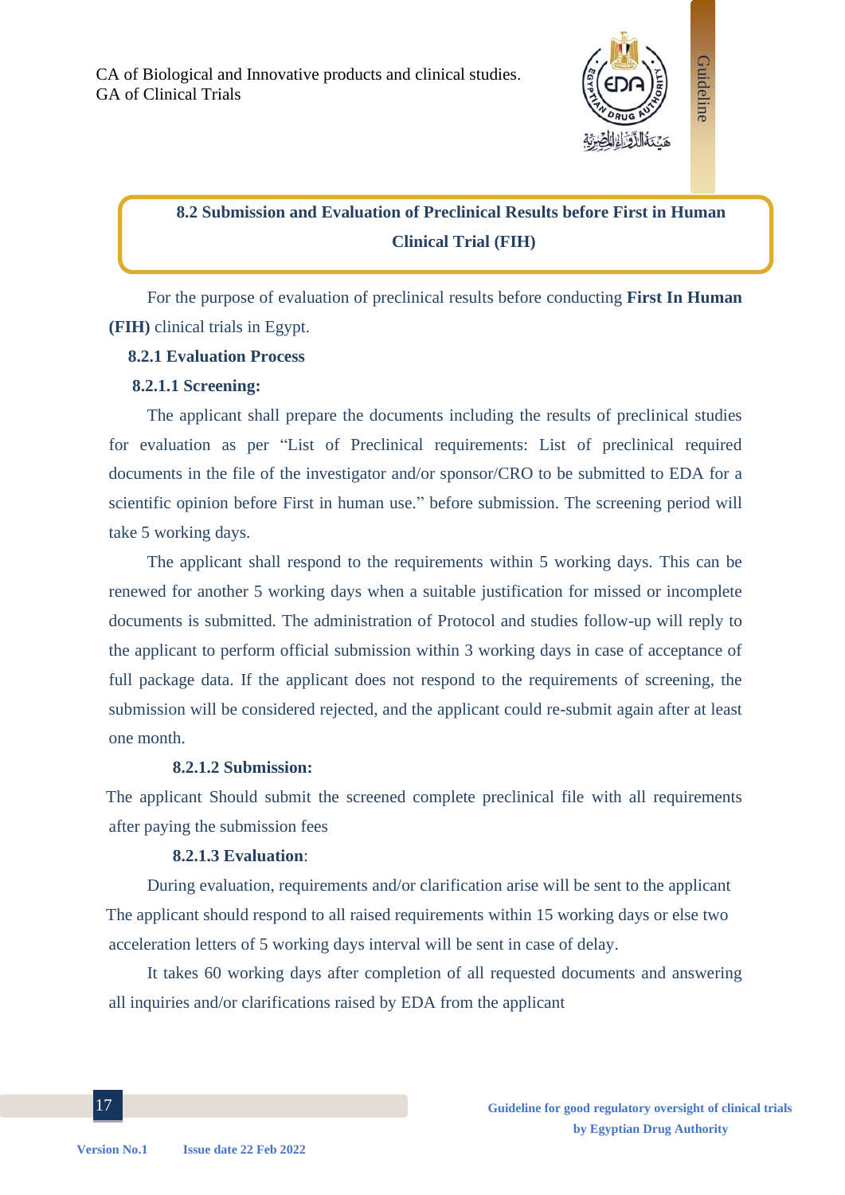## 8.2 Submission and Evaluation of Preclinical Results before First in Human Clinical Trial (FIH)

For the purpose of evaluation of preclinical results before conducting **First In Human (FIH)** clinical trials in Egypt.

### 8.2.1 Evaluation Process

#### 8.2.1.1 Screening:

The applicant shall prepare the documents including the results of preclinical studies for evaluation as per "List of Preclinical requirements: List of preclinical required documents in the file of the investigator and/or sponsor/CRO to be submitted to EDA for a scientific opinion before First in human use." before submission. The screening period will take 5 working days.

The applicant shall respond to the requirements within 5 working days. This can be renewed for another 5 working days when a suitable justification for missed or incomplete documents is submitted. The administration of Protocol and studies follow-up will reply to the applicant to perform official submission within 3 working days in case of acceptance of full package data. If the applicant does not respond to the requirements of screening, the submission will be considered rejected, and the applicant could re-submit again after at least one month.

#### 8.2.1.2 Submission:

The applicant Should submit the screened complete preclinical file with all requirements after paying the submission fees

#### 8.2.1.3 Evaluation:

During evaluation, requirements and/or clarification arise will be sent to the applicant The applicant should respond to all raised requirements within 15 working days or else two acceleration letters of 5 working days interval will be sent in case of delay.

It takes 60 working days after completion of all requested documents and answering all inquiries and/or clarifications raised by EDA from the applicant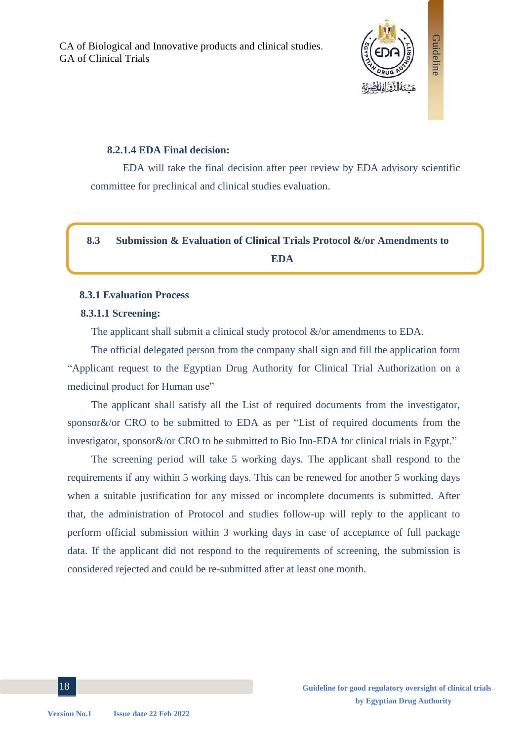#### 8.2.1.4 EDA Final decision:

EDA will take the final decision after peer review by EDA advisory scientific committee for preclinical and clinical studies evaluation.

## 8.3 Submission & Evaluation of Clinical Trials Protocol &/or Amendments to EDA

### 8.3.1 Evaluation Process

#### 8.3.1.1 Screening:

The applicant shall submit a clinical study protocol &/or amendments to EDA.

The official delegated person from the company shall sign and fill the application form "Applicant request to the Egyptian Drug Authority for Clinical Trial Authorization on a medicinal product for Human use"

The applicant shall satisfy all the List of required documents from the investigator, sponsor&/or CRO to be submitted to EDA as per "List of required documents from the investigator, sponsor&/or CRO to be submitted to Bio Inn-EDA for clinical trials in Egypt."

The screening period will take 5 working days. The applicant shall respond to the requirements if any within 5 working days. This can be renewed for another 5 working days when a suitable justification for any missed or incomplete documents is submitted. After that, the administration of Protocol and studies follow-up will reply to the applicant to perform official submission within 3 working days in case of acceptance of full package data. If the applicant did not respond to the requirements of screening, the submission is considered rejected and could be re-submitted after at least one month.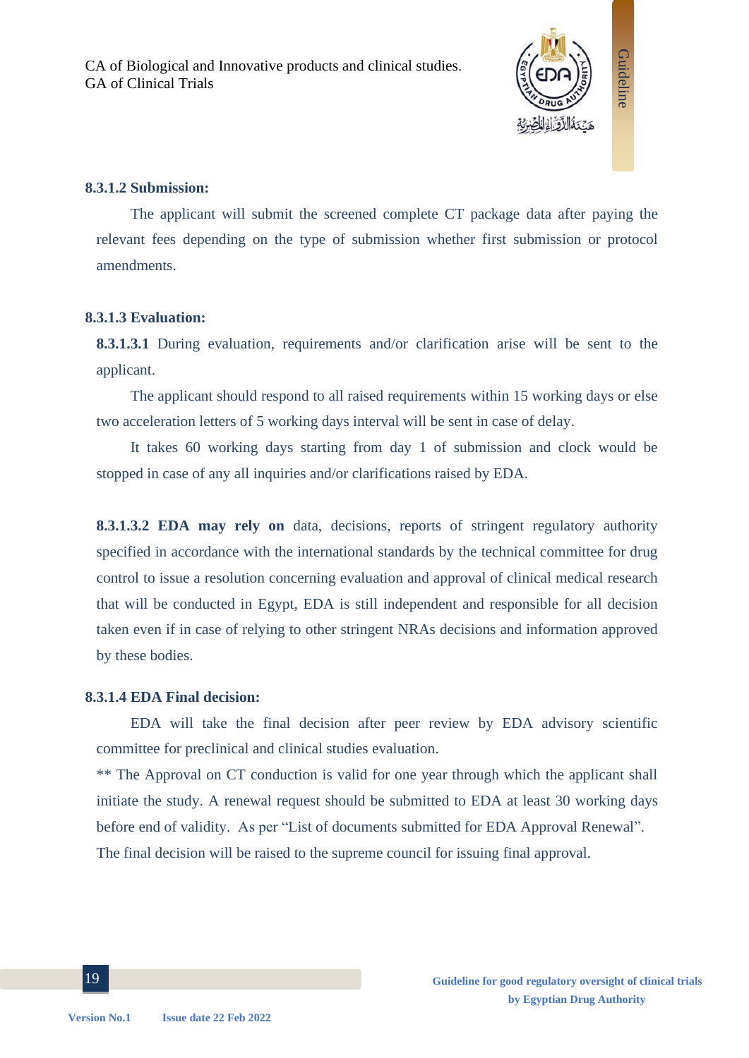#### 8.3.1.2 Submission:

The applicant will submit the screened complete CT package data after paying the relevant fees depending on the type of submission whether first submission or protocol amendments.

#### 8.3.1.3 Evaluation:

**8.3.1.3.1** During evaluation, requirements and/or clarification arise will be sent to the applicant.

The applicant should respond to all raised requirements within 15 working days or else two acceleration letters of 5 working days interval will be sent in case of delay.

It takes 60 working days starting from day 1 of submission and clock would be stopped in case of any all inquiries and/or clarifications raised by EDA.

**8.3.1.3.2 EDA may rely on** data, decisions, reports of stringent regulatory authority specified in accordance with the international standards by the technical committee for drug control to issue a resolution concerning evaluation and approval of clinical medical research that will be conducted in Egypt, EDA is still independent and responsible for all decision taken even if in case of relying to other stringent NRAs decisions and information approved by these bodies.

#### 8.3.1.4 EDA Final decision:

EDA will take the final decision after peer review by EDA advisory scientific committee for preclinical and clinical studies evaluation.

** The Approval on CT conduction is valid for one year through which the applicant shall initiate the study. A renewal request should be submitted to EDA at least 30 working days before end of validity. As per “List of documents submitted for EDA Approval Renewal”.

The final decision will be raised to the supreme council for issuing final approval.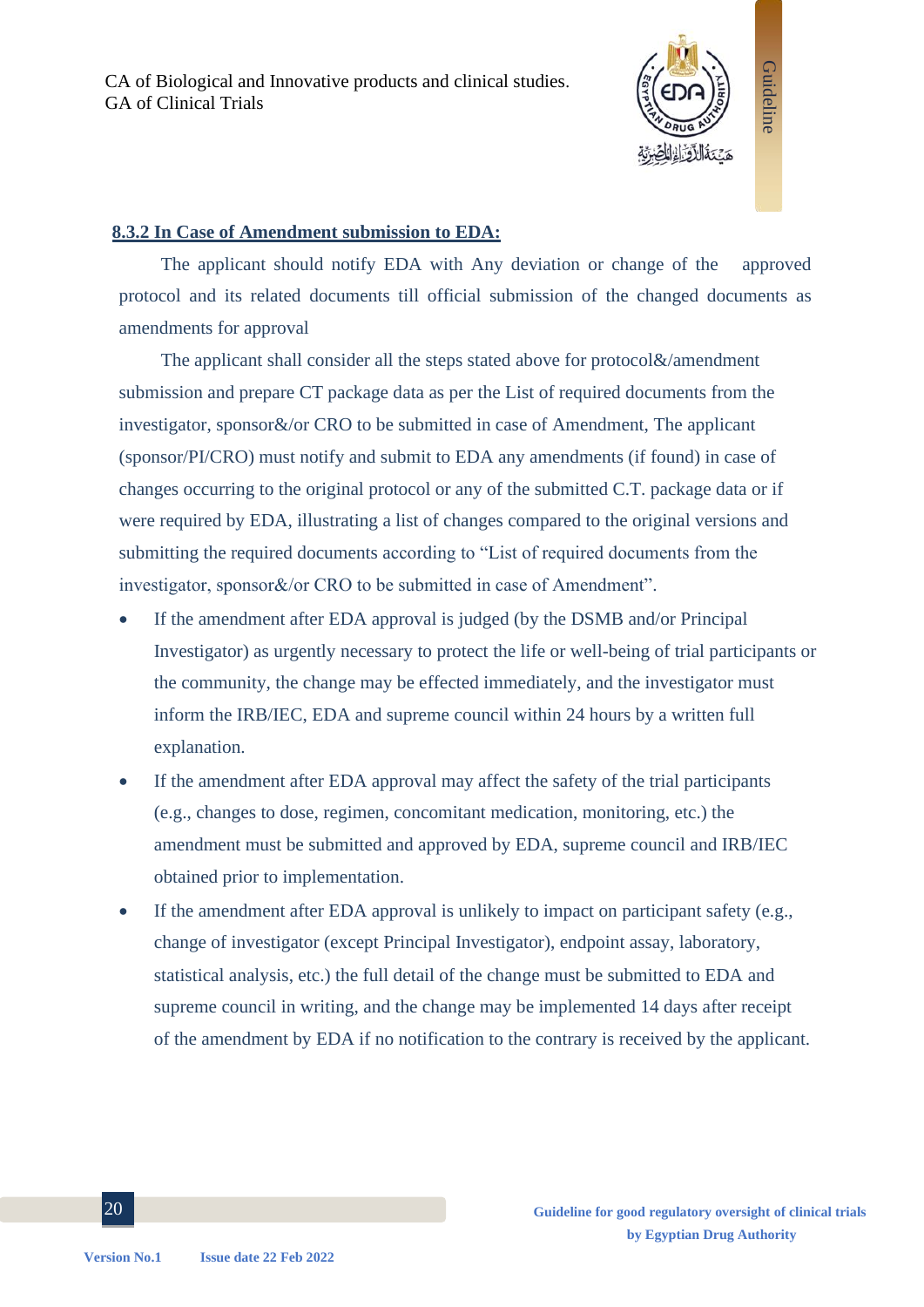#### 8.3.2 In Case of Amendment submission to EDA:

The applicant should notify EDA with Any deviation or change of the approved protocol and its related documents till official submission of the changed documents as amendments for approval

The applicant shall consider all the steps stated above for protocol&/amendment submission and prepare CT package data as per the List of required documents from the investigator, sponsor&/or CRO to be submitted in case of Amendment, The applicant (sponsor/PI/CRO) must notify and submit to EDA any amendments (if found) in case of changes occurring to the original protocol or any of the submitted C.T. package data or if were required by EDA, illustrating a list of changes compared to the original versions and submitting the required documents according to "List of required documents from the investigator, sponsor&/or CRO to be submitted in case of Amendment".

- If the amendment after EDA approval is judged (by the DSMB and/or Principal Investigator) as urgently necessary to protect the life or well-being of trial participants or the community, the change may be effected immediately, and the investigator must inform the IRB/IEC, EDA and supreme council within 24 hours by a written full explanation.
- If the amendment after EDA approval may affect the safety of the trial participants (e.g., changes to dose, regimen, concomitant medication, monitoring, etc.) the amendment must be submitted and approved by EDA, supreme council and IRB/IEC obtained prior to implementation.
- If the amendment after EDA approval is unlikely to impact on participant safety (e.g., change of investigator (except Principal Investigator), endpoint assay, laboratory, statistical analysis, etc.) the full detail of the change must be submitted to EDA and supreme council in writing, and the change may be implemented 14 days after receipt of the amendment by EDA if no notification to the contrary is received by the applicant.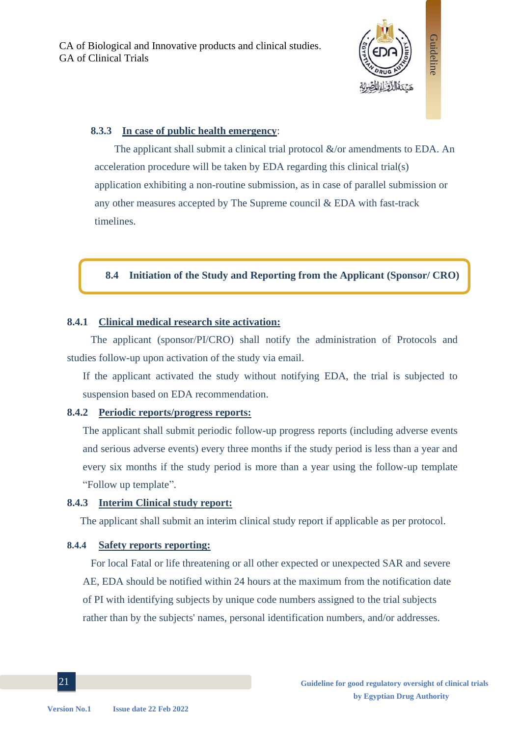#### 8.3.3 In case of public health emergency:

The applicant shall submit a clinical trial protocol &/or amendments to EDA. An acceleration procedure will be taken by EDA regarding this clinical trial(s) application exhibiting a non-routine submission, as in case of parallel submission or any other measures accepted by The Supreme council & EDA with fast-track timelines.

### 8.4 Initiation of the Study and Reporting from the Applicant (Sponsor/ CRO)

#### 8.4.1 Clinical medical research site activation:

The applicant (sponsor/PI/CRO) shall notify the administration of Protocols and studies follow-up upon activation of the study via email.

If the applicant activated the study without notifying EDA, the trial is subjected to suspension based on EDA recommendation.

#### 8.4.2 Periodic reports/progress reports:

The applicant shall submit periodic follow-up progress reports (including adverse events and serious adverse events) every three months if the study period is less than a year and every six months if the study period is more than a year using the follow-up template "Follow up template".

#### 8.4.3 Interim Clinical study report:

The applicant shall submit an interim clinical study report if applicable as per protocol.

#### 8.4.4 Safety reports reporting:

For local Fatal or life threatening or all other expected or unexpected SAR and severe AE, EDA should be notified within 24 hours at the maximum from the notification date of PI with identifying subjects by unique code numbers assigned to the trial subjects rather than by the subjects' names, personal identification numbers, and/or addresses.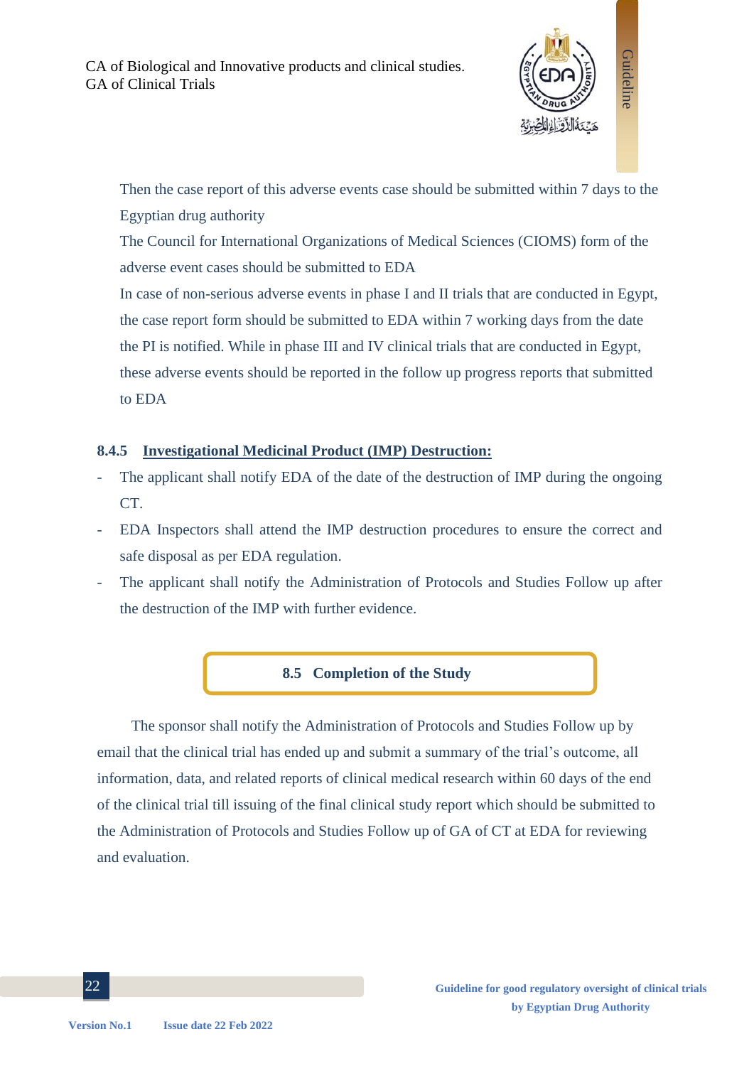Then the case report of this adverse events case should be submitted within 7 days to the Egyptian drug authority

The Council for International Organizations of Medical Sciences (CIOMS) form of the adverse event cases should be submitted to EDA

In case of non-serious adverse events in phase I and II trials that are conducted in Egypt, the case report form should be submitted to EDA within 7 working days from the date the PI is notified. While in phase III and IV clinical trials that are conducted in Egypt, these adverse events should be reported in the follow up progress reports that submitted to EDA

#### 8.4.5 Investigational Medicinal Product (IMP) Destruction:

- The applicant shall notify EDA of the date of the destruction of IMP during the ongoing CT.
- EDA Inspectors shall attend the IMP destruction procedures to ensure the correct and safe disposal as per EDA regulation.
- The applicant shall notify the Administration of Protocols and Studies Follow up after the destruction of the IMP with further evidence.

### 8.5 Completion of the Study

The sponsor shall notify the Administration of Protocols and Studies Follow up by email that the clinical trial has ended up and submit a summary of the trial's outcome, all information, data, and related reports of clinical medical research within 60 days of the end of the clinical trial till issuing of the final clinical study report which should be submitted to the Administration of Protocols and Studies Follow up of GA of CT at EDA for reviewing and evaluation.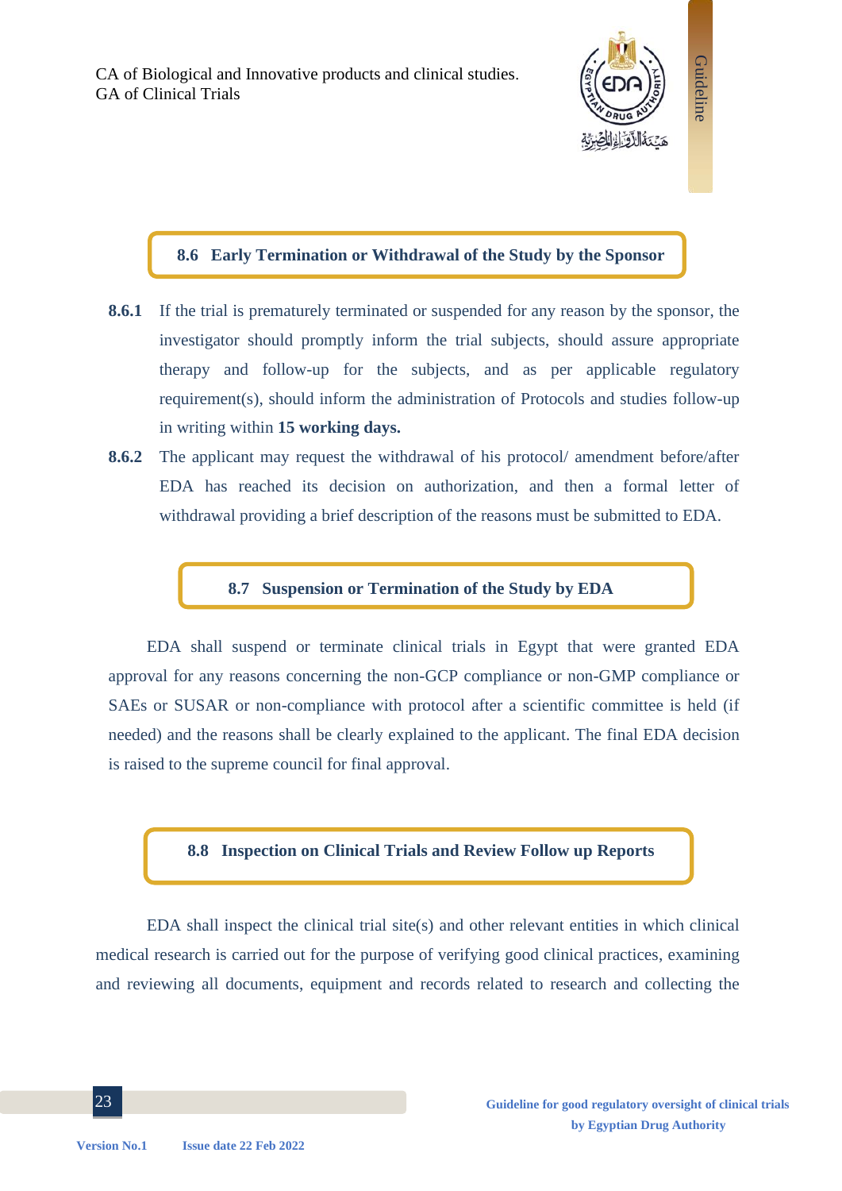## 8.6 Early Termination or Withdrawal of the Study by the Sponsor

**8.6.1** If the trial is prematurely terminated or suspended for any reason by the sponsor, the investigator should promptly inform the trial subjects, should assure appropriate therapy and follow-up for the subjects, and as per applicable regulatory requirement(s), should inform the administration of Protocols and studies follow-up in writing within **15 working days.**

**8.6.2** The applicant may request the withdrawal of his protocol/ amendment before/after EDA has reached its decision on authorization, and then a formal letter of withdrawal providing a brief description of the reasons must be submitted to EDA.

## 8.7 Suspension or Termination of the Study by EDA

EDA shall suspend or terminate clinical trials in Egypt that were granted EDA approval for any reasons concerning the non-GCP compliance or non-GMP compliance or SAEs or SUSAR or non-compliance with protocol after a scientific committee is held (if needed) and the reasons shall be clearly explained to the applicant. The final EDA decision is raised to the supreme council for final approval.

## 8.8 Inspection on Clinical Trials and Review Follow up Reports

EDA shall inspect the clinical trial site(s) and other relevant entities in which clinical medical research is carried out for the purpose of verifying good clinical practices, examining and reviewing all documents, equipment and records related to research and collecting the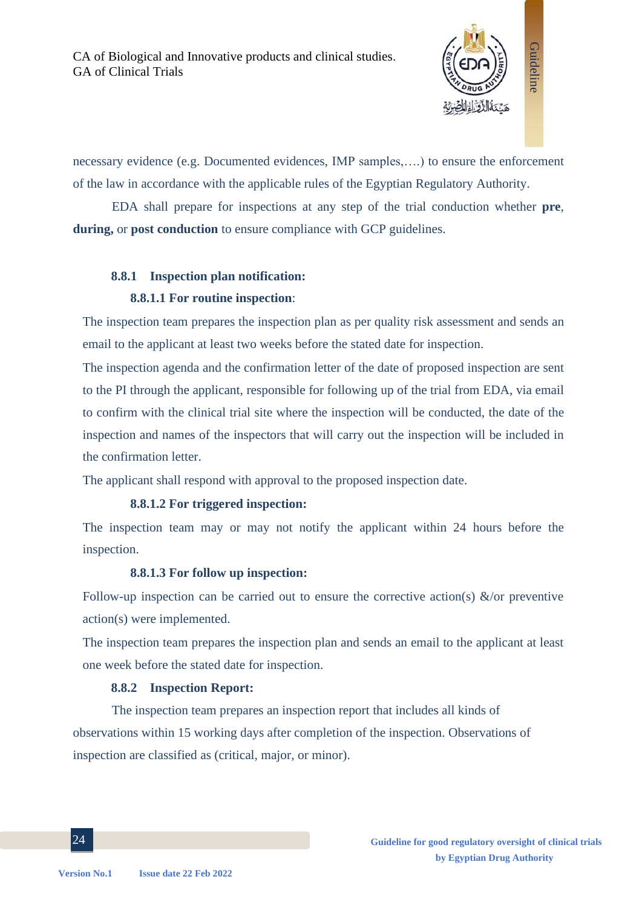necessary evidence (e.g. Documented evidences, IMP samples,….) to ensure the enforcement of the law in accordance with the applicable rules of the Egyptian Regulatory Authority.

EDA shall prepare for inspections at any step of the trial conduction whether **pre**, **during,** or **post conduction** to ensure compliance with GCP guidelines.

### 8.8.1 Inspection plan notification:

#### 8.8.1.1 For routine inspection:

The inspection team prepares the inspection plan as per quality risk assessment and sends an email to the applicant at least two weeks before the stated date for inspection.

The inspection agenda and the confirmation letter of the date of proposed inspection are sent to the PI through the applicant, responsible for following up of the trial from EDA, via email to confirm with the clinical trial site where the inspection will be conducted, the date of the inspection and names of the inspectors that will carry out the inspection will be included in the confirmation letter.

The applicant shall respond with approval to the proposed inspection date.

#### 8.8.1.2 For triggered inspection:

The inspection team may or may not notify the applicant within 24 hours before the inspection.

#### 8.8.1.3 For follow up inspection:

Follow-up inspection can be carried out to ensure the corrective action(s) &/or preventive action(s) were implemented.

The inspection team prepares the inspection plan and sends an email to the applicant at least one week before the stated date for inspection.

### 8.8.2 Inspection Report:

The inspection team prepares an inspection report that includes all kinds of observations within 15 working days after completion of the inspection. Observations of inspection are classified as (critical, major, or minor).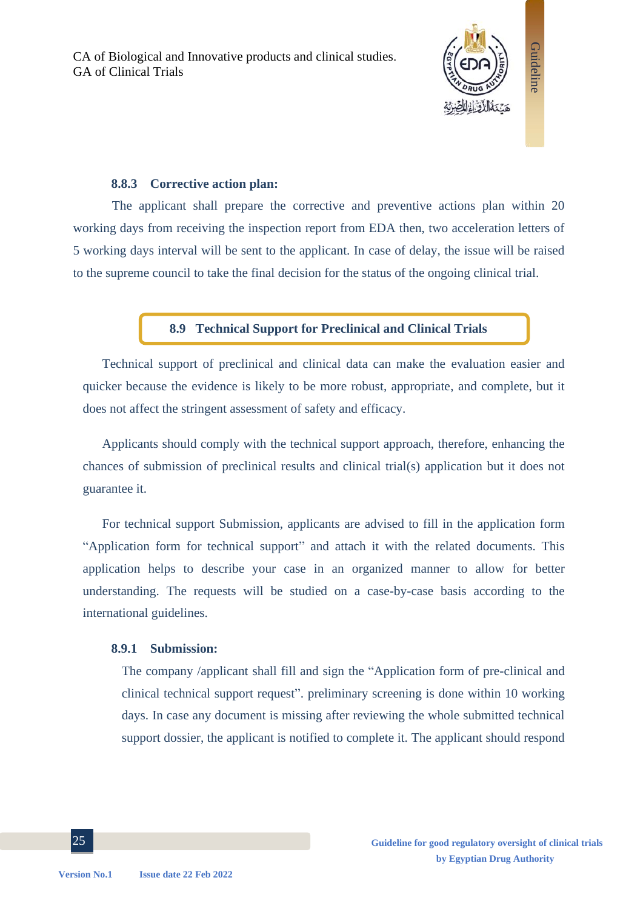#### 8.8.3 Corrective action plan:

The applicant shall prepare the corrective and preventive actions plan within 20 working days from receiving the inspection report from EDA then, two acceleration letters of 5 working days interval will be sent to the applicant. In case of delay, the issue will be raised to the supreme council to take the final decision for the status of the ongoing clinical trial.

### 8.9 Technical Support for Preclinical and Clinical Trials

Technical support of preclinical and clinical data can make the evaluation easier and quicker because the evidence is likely to be more robust, appropriate, and complete, but it does not affect the stringent assessment of safety and efficacy.

Applicants should comply with the technical support approach, therefore, enhancing the chances of submission of preclinical results and clinical trial(s) application but it does not guarantee it.

For technical support Submission, applicants are advised to fill in the application form “Application form for technical support” and attach it with the related documents. This application helps to describe your case in an organized manner to allow for better understanding. The requests will be studied on a case-by-case basis according to the international guidelines.

#### 8.9.1 Submission:

The company /applicant shall fill and sign the “Application form of pre-clinical and clinical technical support request”. preliminary screening is done within 10 working days. In case any document is missing after reviewing the whole submitted technical support dossier, the applicant is notified to complete it. The applicant should respond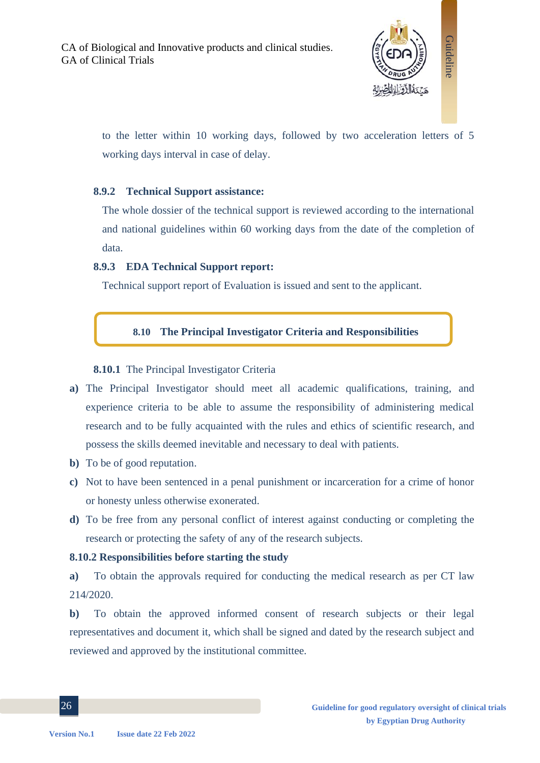to the letter within 10 working days, followed by two acceleration letters of 5 working days interval in case of delay.

#### 8.9.2 Technical Support assistance:

The whole dossier of the technical support is reviewed according to the international and national guidelines within 60 working days from the date of the completion of data.

#### 8.9.3 EDA Technical Support report:

Technical support report of Evaluation is issued and sent to the applicant.

### 8.10 The Principal Investigator Criteria and Responsibilities

#### 8.10.1 The Principal Investigator Criteria

**a)** The Principal Investigator should meet all academic qualifications, training, and experience criteria to be able to assume the responsibility of administering medical research and to be fully acquainted with the rules and ethics of scientific research, and possess the skills deemed inevitable and necessary to deal with patients.

**b)** To be of good reputation.

**c)** Not to have been sentenced in a penal punishment or incarceration for a crime of honor or honesty unless otherwise exonerated.

**d)** To be free from any personal conflict of interest against conducting or completing the research or protecting the safety of any of the research subjects.

#### 8.10.2 Responsibilities before starting the study

**a)** To obtain the approvals required for conducting the medical research as per CT law 214/2020.

**b)** To obtain the approved informed consent of research subjects or their legal representatives and document it, which shall be signed and dated by the research subject and reviewed and approved by the institutional committee.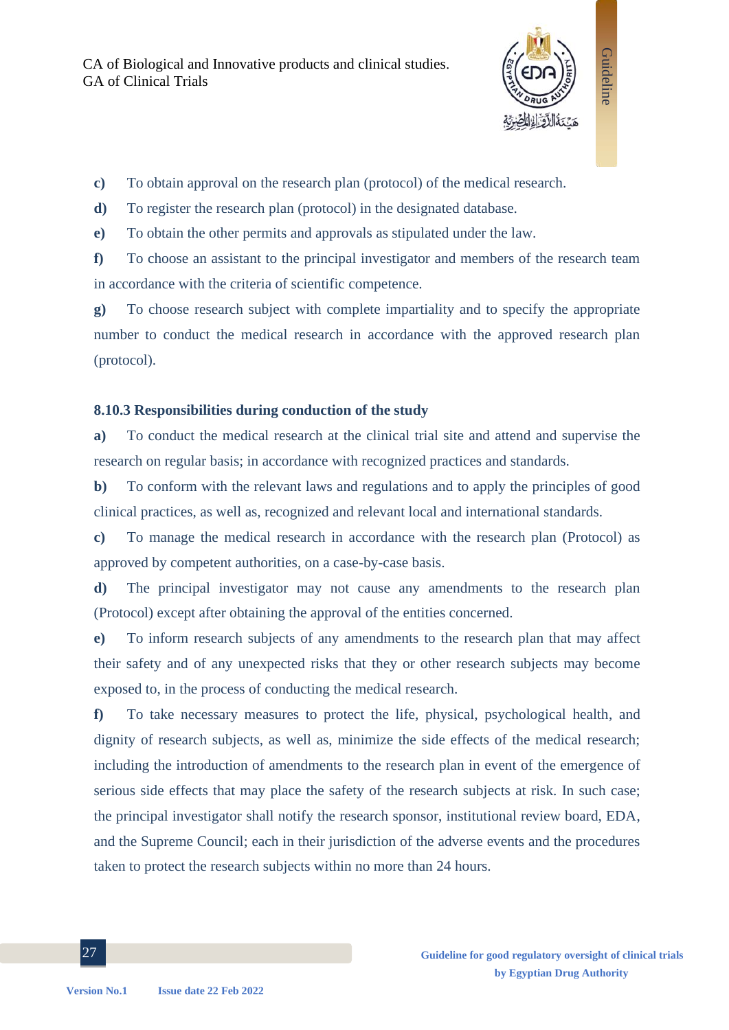**c)** To obtain approval on the research plan (protocol) of the medical research.

**d)** To register the research plan (protocol) in the designated database.

**e)** To obtain the other permits and approvals as stipulated under the law.

**f)** To choose an assistant to the principal investigator and members of the research team in accordance with the criteria of scientific competence.

**g)** To choose research subject with complete impartiality and to specify the appropriate number to conduct the medical research in accordance with the approved research plan (protocol).

### 8.10.3 Responsibilities during conduction of the study

**a)** To conduct the medical research at the clinical trial site and attend and supervise the research on regular basis; in accordance with recognized practices and standards.

**b)** To conform with the relevant laws and regulations and to apply the principles of good clinical practices, as well as, recognized and relevant local and international standards.

**c)** To manage the medical research in accordance with the research plan (Protocol) as approved by competent authorities, on a case-by-case basis.

**d)** The principal investigator may not cause any amendments to the research plan (Protocol) except after obtaining the approval of the entities concerned.

**e)** To inform research subjects of any amendments to the research plan that may affect their safety and of any unexpected risks that they or other research subjects may become exposed to, in the process of conducting the medical research.

**f)** To take necessary measures to protect the life, physical, psychological health, and dignity of research subjects, as well as, minimize the side effects of the medical research; including the introduction of amendments to the research plan in event of the emergence of serious side effects that may place the safety of the research subjects at risk. In such case; the principal investigator shall notify the research sponsor, institutional review board, EDA, and the Supreme Council; each in their jurisdiction of the adverse events and the procedures taken to protect the research subjects within no more than 24 hours.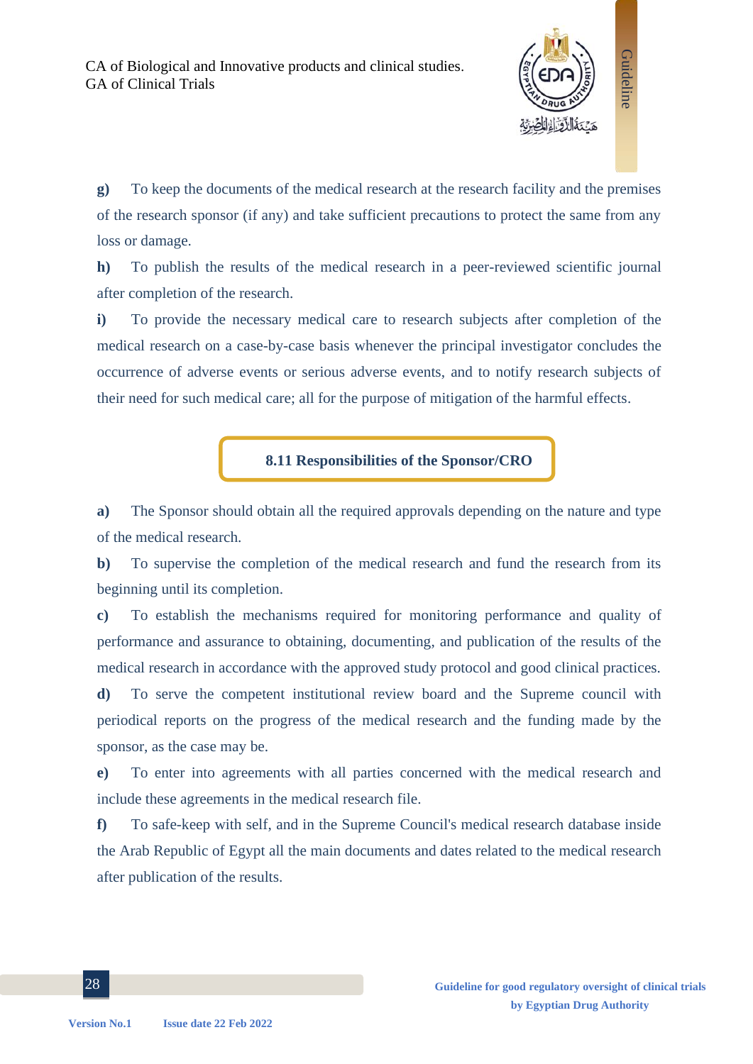**g)** To keep the documents of the medical research at the research facility and the premises of the research sponsor (if any) and take sufficient precautions to protect the same from any loss or damage.

**h)** To publish the results of the medical research in a peer-reviewed scientific journal after completion of the research.

**i)** To provide the necessary medical care to research subjects after completion of the medical research on a case-by-case basis whenever the principal investigator concludes the occurrence of adverse events or serious adverse events, and to notify research subjects of their need for such medical care; all for the purpose of mitigation of the harmful effects.

## 8.11 Responsibilities of the Sponsor/CRO

**a)** The Sponsor should obtain all the required approvals depending on the nature and type of the medical research.

**b)** To supervise the completion of the medical research and fund the research from its beginning until its completion.

**c)** To establish the mechanisms required for monitoring performance and quality of performance and assurance to obtaining, documenting, and publication of the results of the medical research in accordance with the approved study protocol and good clinical practices.

**d)** To serve the competent institutional review board and the Supreme council with periodical reports on the progress of the medical research and the funding made by the sponsor, as the case may be.

**e)** To enter into agreements with all parties concerned with the medical research and include these agreements in the medical research file.

**f)** To safe-keep with self, and in the Supreme Council's medical research database inside the Arab Republic of Egypt all the main documents and dates related to the medical research after publication of the results.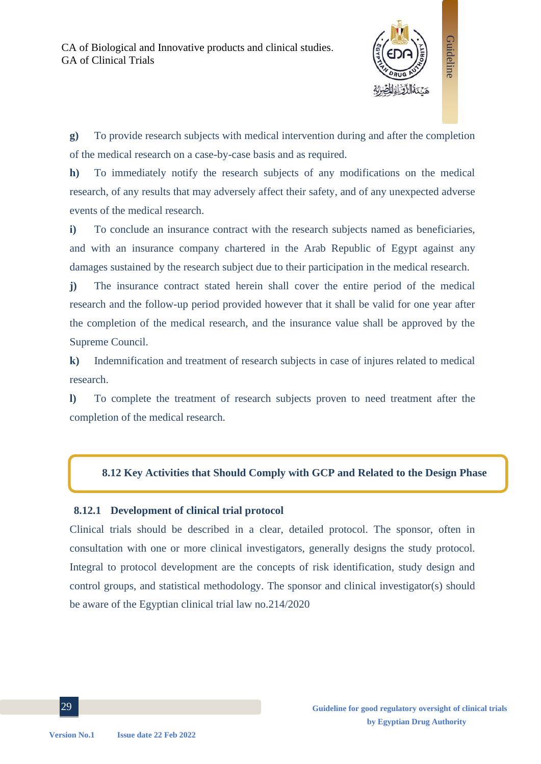**g)** To provide research subjects with medical intervention during and after the completion of the medical research on a case-by-case basis and as required.

**h)** To immediately notify the research subjects of any modifications on the medical research, of any results that may adversely affect their safety, and of any unexpected adverse events of the medical research.

**i)** To conclude an insurance contract with the research subjects named as beneficiaries, and with an insurance company chartered in the Arab Republic of Egypt against any damages sustained by the research subject due to their participation in the medical research.

**j)** The insurance contract stated herein shall cover the entire period of the medical research and the follow-up period provided however that it shall be valid for one year after the completion of the medical research, and the insurance value shall be approved by the Supreme Council.

**k)** Indemnification and treatment of research subjects in case of injures related to medical research.

**l)** To complete the treatment of research subjects proven to need treatment after the completion of the medical research.

## 8.12 Key Activities that Should Comply with GCP and Related to the Design Phase

### 8.12.1 Development of clinical trial protocol

Clinical trials should be described in a clear, detailed protocol. The sponsor, often in consultation with one or more clinical investigators, generally designs the study protocol. Integral to protocol development are the concepts of risk identification, study design and control groups, and statistical methodology. The sponsor and clinical investigator(s) should be aware of the Egyptian clinical trial law no.214/2020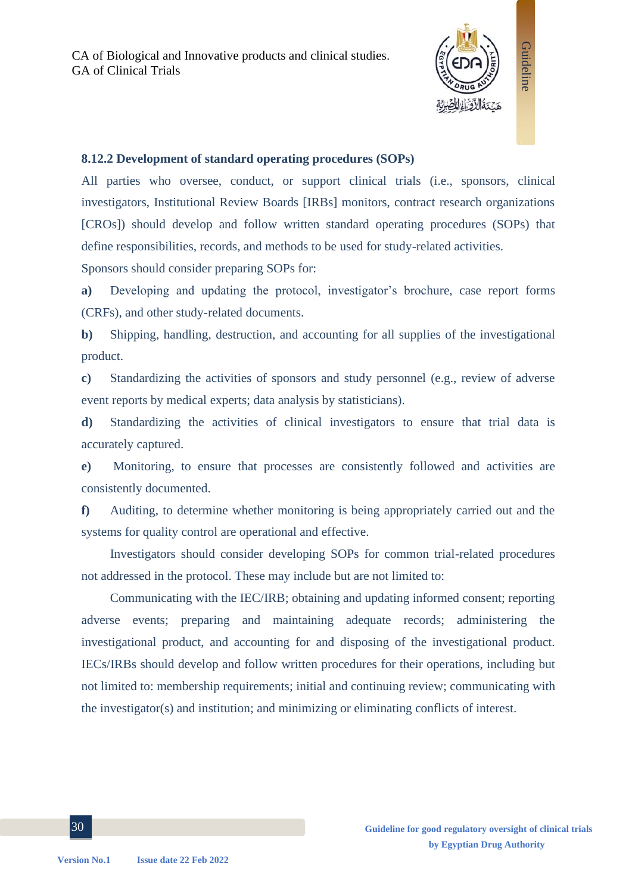### 8.12.2 Development of standard operating procedures (SOPs)

All parties who oversee, conduct, or support clinical trials (i.e., sponsors, clinical investigators, Institutional Review Boards [IRBs] monitors, contract research organizations [CROs]) should develop and follow written standard operating procedures (SOPs) that define responsibilities, records, and methods to be used for study-related activities.

Sponsors should consider preparing SOPs for:

**a)** Developing and updating the protocol, investigator's brochure, case report forms (CRFs), and other study-related documents.

**b)** Shipping, handling, destruction, and accounting for all supplies of the investigational product.

**c)** Standardizing the activities of sponsors and study personnel (e.g., review of adverse event reports by medical experts; data analysis by statisticians).

**d)** Standardizing the activities of clinical investigators to ensure that trial data is accurately captured.

**e)** Monitoring, to ensure that processes are consistently followed and activities are consistently documented.

**f)** Auditing, to determine whether monitoring is being appropriately carried out and the systems for quality control are operational and effective.

Investigators should consider developing SOPs for common trial-related procedures not addressed in the protocol. These may include but are not limited to:

Communicating with the IEC/IRB; obtaining and updating informed consent; reporting adverse events; preparing and maintaining adequate records; administering the investigational product, and accounting for and disposing of the investigational product. IECs/IRBs should develop and follow written procedures for their operations, including but not limited to: membership requirements; initial and continuing review; communicating with the investigator(s) and institution; and minimizing or eliminating conflicts of interest.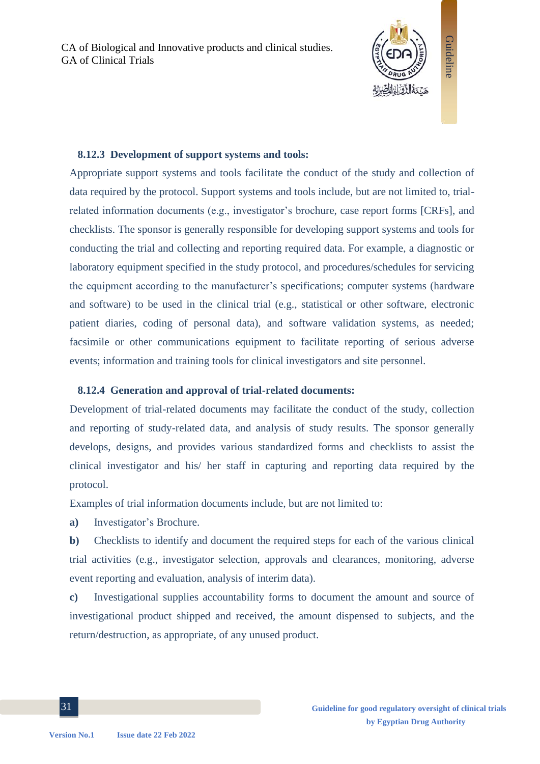### 8.12.3 Development of support systems and tools:

Appropriate support systems and tools facilitate the conduct of the study and collection of data required by the protocol. Support systems and tools include, but are not limited to, trial-related information documents (e.g., investigator's brochure, case report forms [CRFs], and checklists. The sponsor is generally responsible for developing support systems and tools for conducting the trial and collecting and reporting required data. For example, a diagnostic or laboratory equipment specified in the study protocol, and procedures/schedules for servicing the equipment according to the manufacturer's specifications; computer systems (hardware and software) to be used in the clinical trial (e.g., statistical or other software, electronic patient diaries, coding of personal data), and software validation systems, as needed; facsimile or other communications equipment to facilitate reporting of serious adverse events; information and training tools for clinical investigators and site personnel.

### 8.12.4 Generation and approval of trial-related documents:

Development of trial-related documents may facilitate the conduct of the study, collection and reporting of study-related data, and analysis of study results. The sponsor generally develops, designs, and provides various standardized forms and checklists to assist the clinical investigator and his/ her staff in capturing and reporting data required by the protocol.

Examples of trial information documents include, but are not limited to:

**a)** Investigator's Brochure.

**b)** Checklists to identify and document the required steps for each of the various clinical trial activities (e.g., investigator selection, approvals and clearances, monitoring, adverse event reporting and evaluation, analysis of interim data).

**c)** Investigational supplies accountability forms to document the amount and source of investigational product shipped and received, the amount dispensed to subjects, and the return/destruction, as appropriate, of any unused product.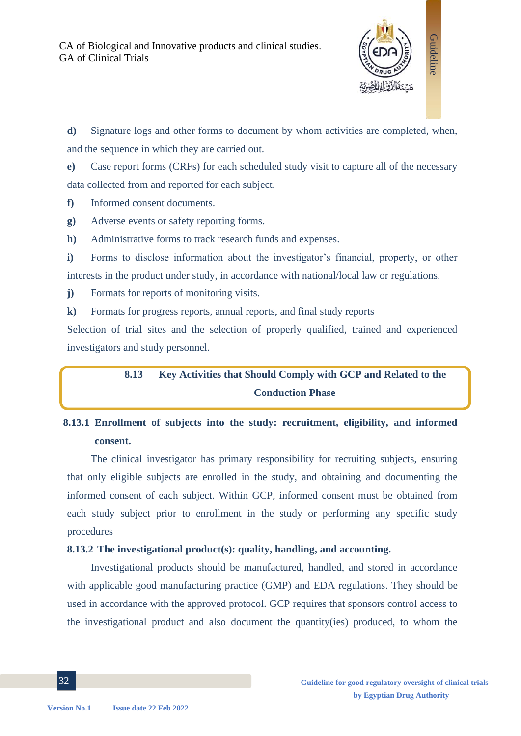**d)** Signature logs and other forms to document by whom activities are completed, when, and the sequence in which they are carried out.

**e)** Case report forms (CRFs) for each scheduled study visit to capture all of the necessary data collected from and reported for each subject.

**f)** Informed consent documents.

**g)** Adverse events or safety reporting forms.

**h)** Administrative forms to track research funds and expenses.

**i)** Forms to disclose information about the investigator's financial, property, or other interests in the product under study, in accordance with national/local law or regulations.

**j)** Formats for reports of monitoring visits.

**k)** Formats for progress reports, annual reports, and final study reports

Selection of trial sites and the selection of properly qualified, trained and experienced investigators and study personnel.

## 8.13 Key Activities that Should Comply with GCP and Related to the Conduction Phase

### 8.13.1 Enrollment of subjects into the study: recruitment, eligibility, and informed consent.

The clinical investigator has primary responsibility for recruiting subjects, ensuring that only eligible subjects are enrolled in the study, and obtaining and documenting the informed consent of each subject. Within GCP, informed consent must be obtained from each study subject prior to enrollment in the study or performing any specific study procedures

### 8.13.2 The investigational product(s): quality, handling, and accounting.

Investigational products should be manufactured, handled, and stored in accordance with applicable good manufacturing practice (GMP) and EDA regulations. They should be used in accordance with the approved protocol. GCP requires that sponsors control access to the investigational product and also document the quantity(ies) produced, to whom the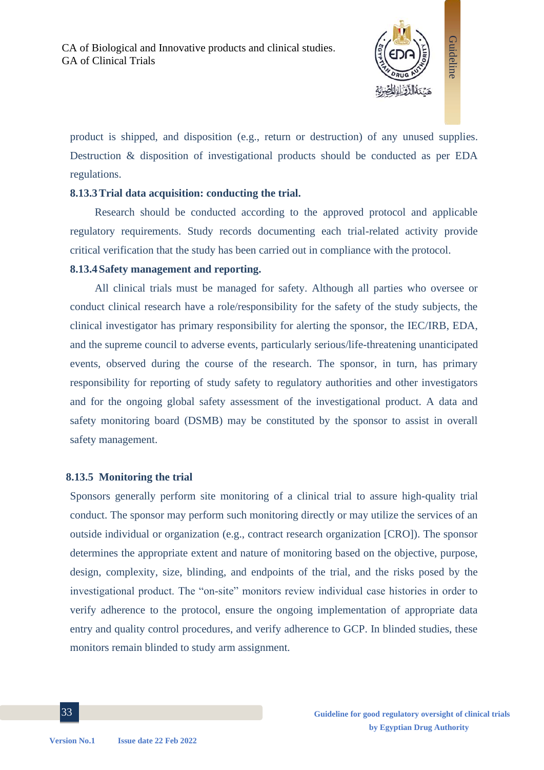product is shipped, and disposition (e.g., return or destruction) of any unused supplies. Destruction & disposition of investigational products should be conducted as per EDA regulations.

#### 8.13.3 Trial data acquisition: conducting the trial.

Research should be conducted according to the approved protocol and applicable regulatory requirements. Study records documenting each trial-related activity provide critical verification that the study has been carried out in compliance with the protocol.

#### 8.13.4 Safety management and reporting.

All clinical trials must be managed for safety. Although all parties who oversee or conduct clinical research have a role/responsibility for the safety of the study subjects, the clinical investigator has primary responsibility for alerting the sponsor, the IEC/IRB, EDA, and the supreme council to adverse events, particularly serious/life-threatening unanticipated events, observed during the course of the research. The sponsor, in turn, has primary responsibility for reporting of study safety to regulatory authorities and other investigators and for the ongoing global safety assessment of the investigational product. A data and safety monitoring board (DSMB) may be constituted by the sponsor to assist in overall safety management.

#### 8.13.5 Monitoring the trial

Sponsors generally perform site monitoring of a clinical trial to assure high-quality trial conduct. The sponsor may perform such monitoring directly or may utilize the services of an outside individual or organization (e.g., contract research organization [CRO]). The sponsor determines the appropriate extent and nature of monitoring based on the objective, purpose, design, complexity, size, blinding, and endpoints of the trial, and the risks posed by the investigational product. The "on-site" monitors review individual case histories in order to verify adherence to the protocol, ensure the ongoing implementation of appropriate data entry and quality control procedures, and verify adherence to GCP. In blinded studies, these monitors remain blinded to study arm assignment.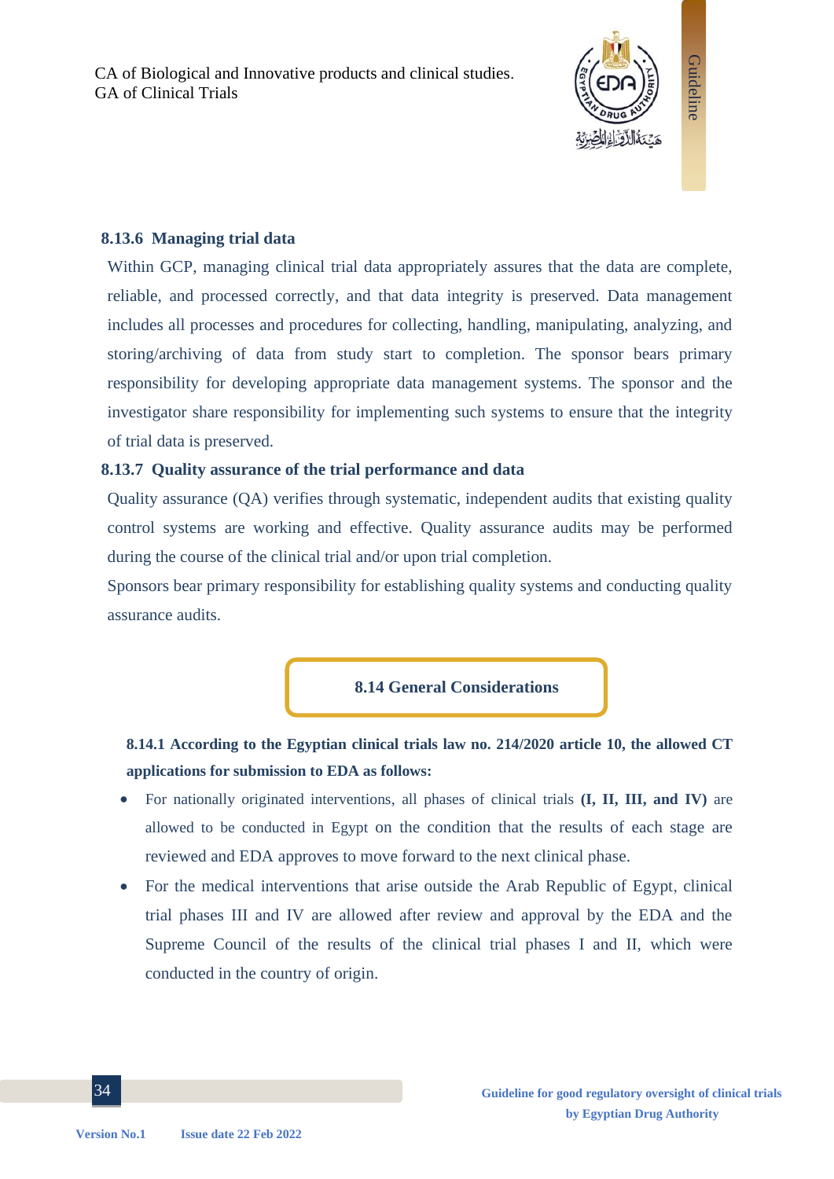#### 8.13.6 Managing trial data

Within GCP, managing clinical trial data appropriately assures that the data are complete, reliable, and processed correctly, and that data integrity is preserved. Data management includes all processes and procedures for collecting, handling, manipulating, analyzing, and storing/archiving of data from study start to completion. The sponsor bears primary responsibility for developing appropriate data management systems. The sponsor and the investigator share responsibility for implementing such systems to ensure that the integrity of trial data is preserved.

#### 8.13.7 Quality assurance of the trial performance and data

Quality assurance (QA) verifies through systematic, independent audits that existing quality control systems are working and effective. Quality assurance audits may be performed during the course of the clinical trial and/or upon trial completion.

Sponsors bear primary responsibility for establishing quality systems and conducting quality assurance audits.

### 8.14 General Considerations

**8.14.1 According to the Egyptian clinical trials law no. 214/2020 article 10, the allowed CT applications for submission to EDA as follows:**

- For nationally originated interventions, all phases of clinical trials **(I, II, III, and IV)** are allowed to be conducted in Egypt on the condition that the results of each stage are reviewed and EDA approves to move forward to the next clinical phase.
- For the medical interventions that arise outside the Arab Republic of Egypt, clinical trial phases III and IV are allowed after review and approval by the EDA and the Supreme Council of the results of the clinical trial phases I and II, which were conducted in the country of origin.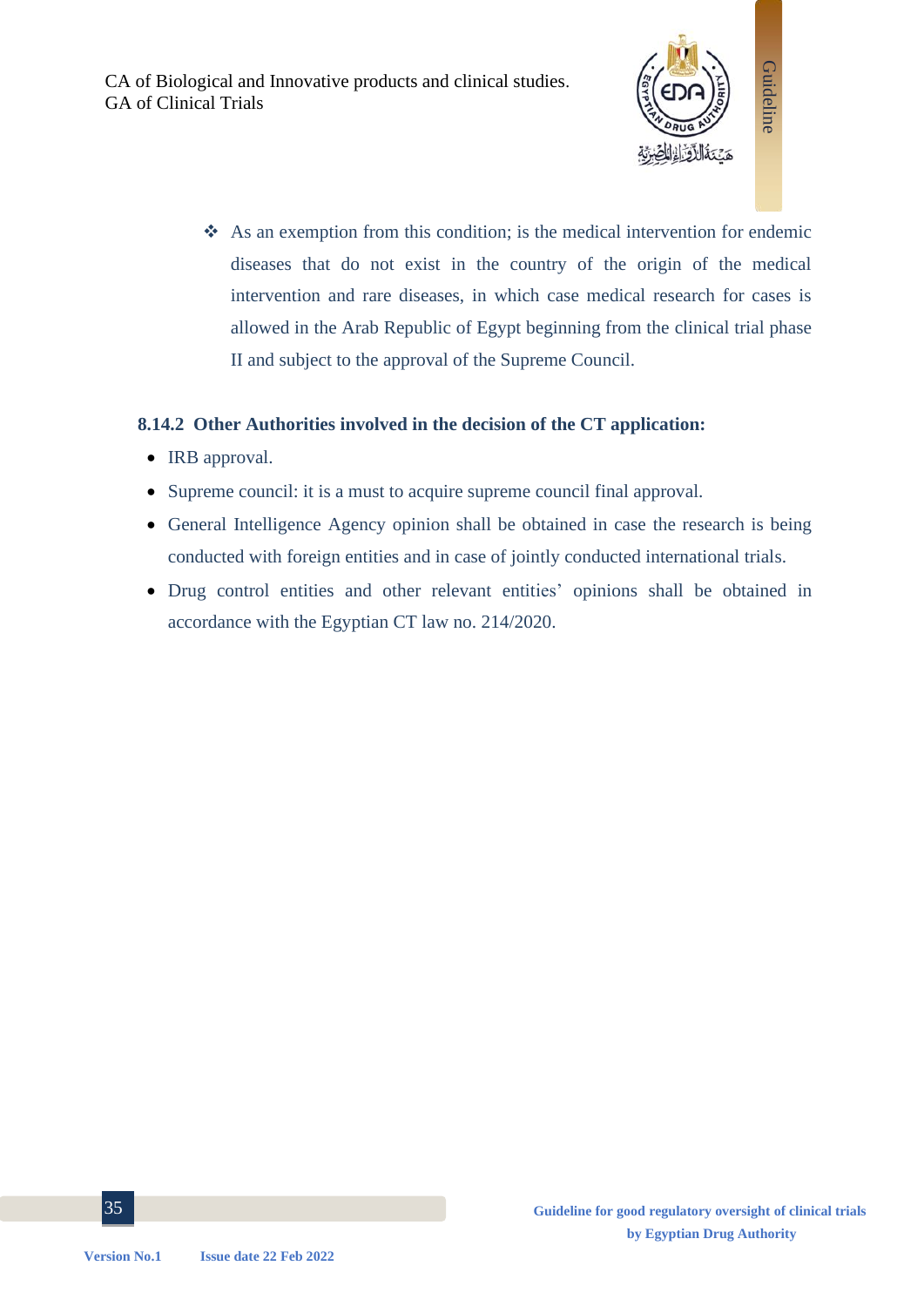- As an exemption from this condition; is the medical intervention for endemic diseases that do not exist in the country of the origin of the medical intervention and rare diseases, in which case medical research for cases is allowed in the Arab Republic of Egypt beginning from the clinical trial phase II and subject to the approval of the Supreme Council.

### 8.14.2 Other Authorities involved in the decision of the CT application:

- IRB approval.
- Supreme council: it is a must to acquire supreme council final approval.
- General Intelligence Agency opinion shall be obtained in case the research is being conducted with foreign entities and in case of jointly conducted international trials.
- Drug control entities and other relevant entities' opinions shall be obtained in accordance with the Egyptian CT law no. 214/2020.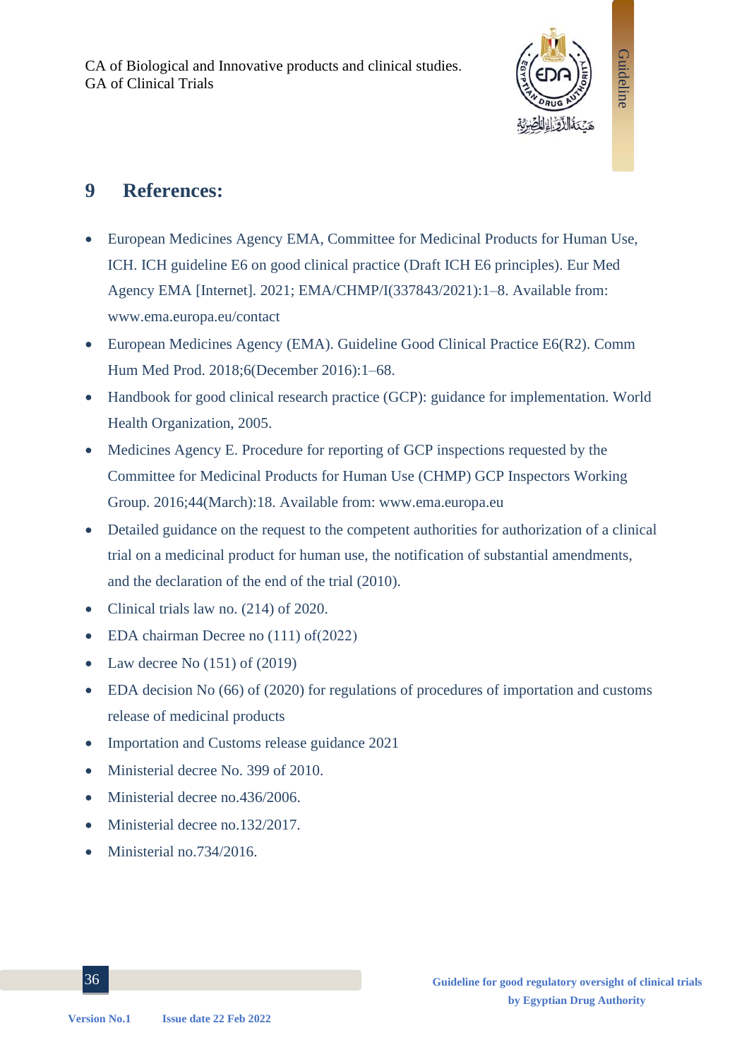# 9 References:

- European Medicines Agency EMA, Committee for Medicinal Products for Human Use, ICH. ICH guideline E6 on good clinical practice (Draft ICH E6 principles). Eur Med Agency EMA [Internet]. 2021; EMA/CHMP/I(337843/2021):1–8. Available from: www.ema.europa.eu/contact
- European Medicines Agency (EMA). Guideline Good Clinical Practice E6(R2). Comm Hum Med Prod. 2018;6(December 2016):1–68.
- Handbook for good clinical research practice (GCP): guidance for implementation. World Health Organization, 2005.
- Medicines Agency E. Procedure for reporting of GCP inspections requested by the Committee for Medicinal Products for Human Use (CHMP) GCP Inspectors Working Group. 2016;44(March):18. Available from: www.ema.europa.eu
- Detailed guidance on the request to the competent authorities for authorization of a clinical trial on a medicinal product for human use, the notification of substantial amendments, and the declaration of the end of the trial (2010).
- Clinical trials law no. (214) of 2020.
- EDA chairman Decree no (111) of(2022)
- Law decree No (151) of (2019)
- EDA decision No (66) of (2020) for regulations of procedures of importation and customs release of medicinal products
- Importation and Customs release guidance 2021
- Ministerial decree No. 399 of 2010.
- Ministerial decree no.436/2006.
- Ministerial decree no.132/2017.
- Ministerial no.734/2016.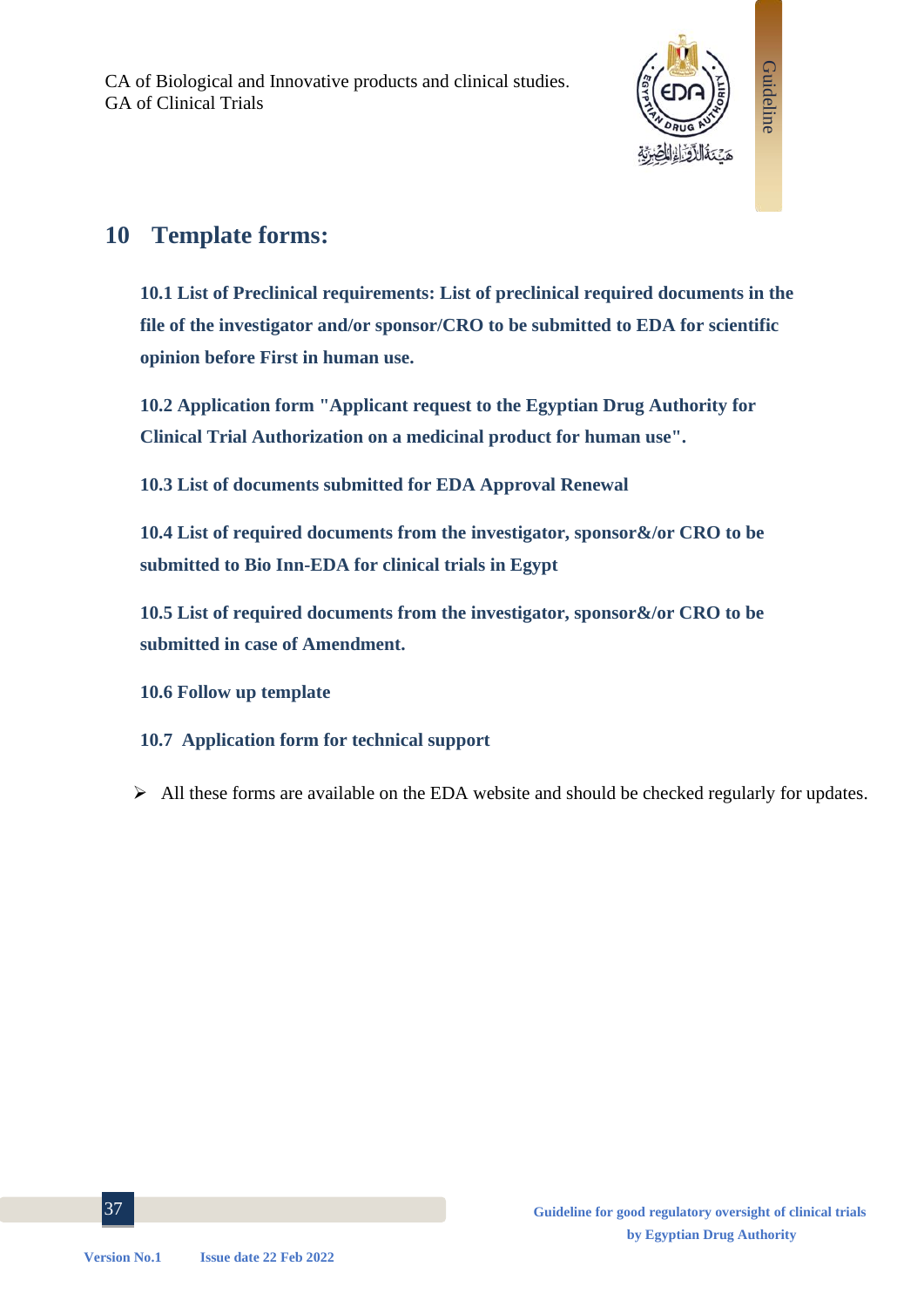# 10 Template forms:

**10.1 List of Preclinical requirements: List of preclinical required documents in the file of the investigator and/or sponsor/CRO to be submitted to EDA for scientific opinion before First in human use.**

**10.2 Application form "Applicant request to the Egyptian Drug Authority for Clinical Trial Authorization on a medicinal product for human use".**

**10.3 List of documents submitted for EDA Approval Renewal**

**10.4 List of required documents from the investigator, sponsor&/or CRO to be submitted to Bio Inn-EDA for clinical trials in Egypt**

**10.5 List of required documents from the investigator, sponsor&/or CRO to be submitted in case of Amendment.**

**10.6 Follow up template**

**10.7 Application form for technical support**

- All these forms are available on the EDA website and should be checked regularly for updates.